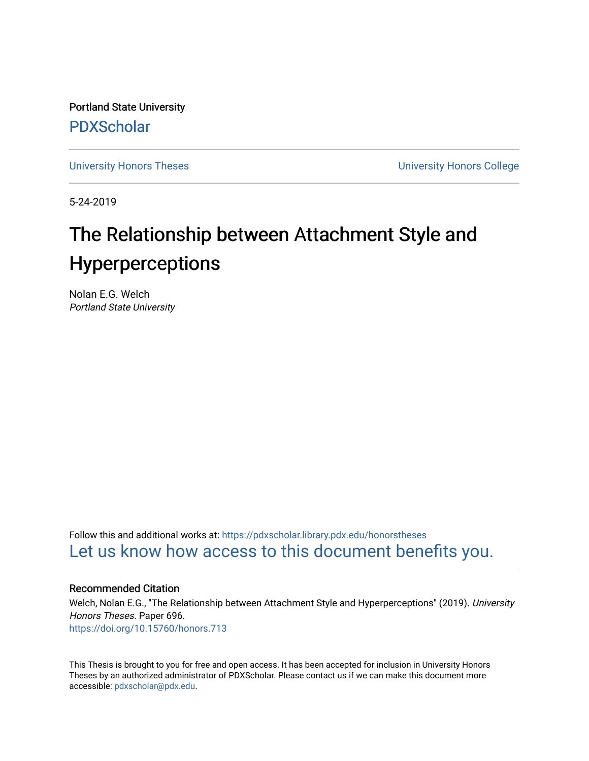Portland State University

PDXScholar

University Honors Theses

University Honors College

5-24-2019

# The Relationship between Attachment Style and Hyperperceptions

Nolan E.G. Welch
*Portland State University*

Follow this and additional works at: https://pdxscholar.library.pdx.edu/honorstheses

Let us know how access to this document benefits you.

## Recommended Citation

Welch, Nolan E.G., "The Relationship between Attachment Style and Hyperperceptions" (2019). *University Honors Theses.* Paper 696.
https://doi.org/10.15760/honors.713

This Thesis is brought to you for free and open access. It has been accepted for inclusion in University Honors Theses by an authorized administrator of PDXScholar. Please contact us if we can make this document more accessible: pdxscholar@pdx.edu.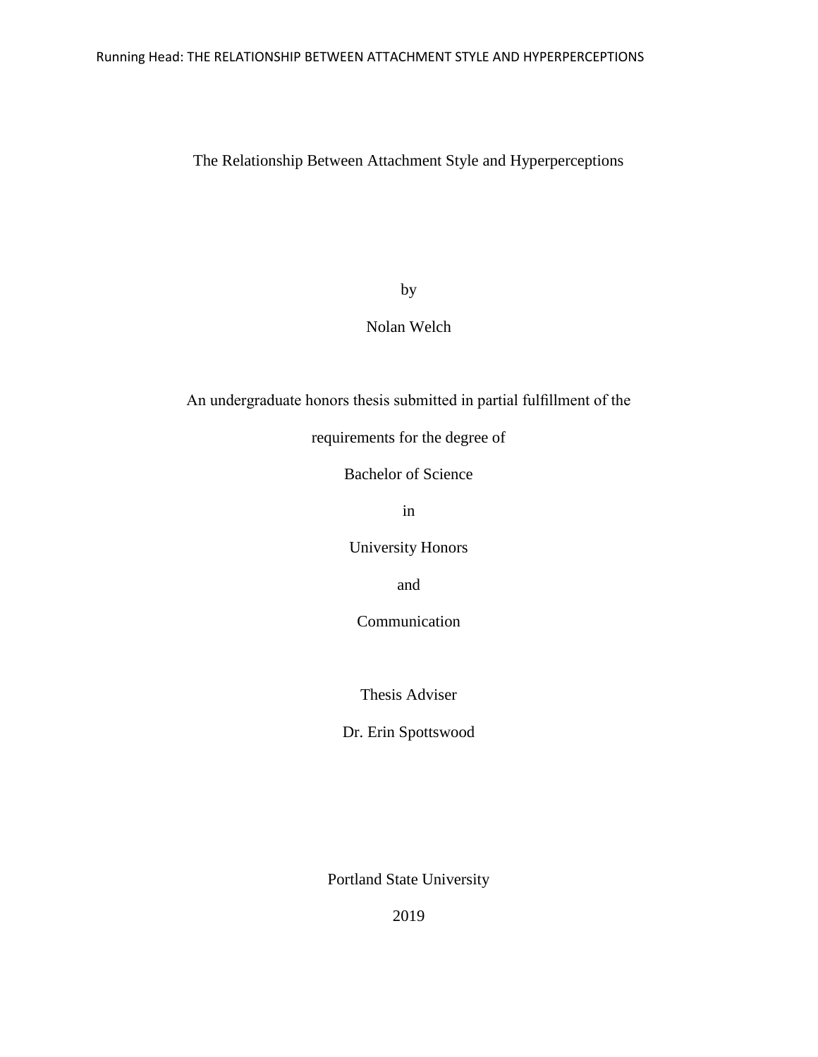# The Relationship Between Attachment Style and Hyperperceptions

by

Nolan Welch

An undergraduate honors thesis submitted in partial fulfillment of the

requirements for the degree of

Bachelor of Science

in

University Honors

and

Communication

Thesis Adviser

Dr. Erin Spottswood

Portland State University

2019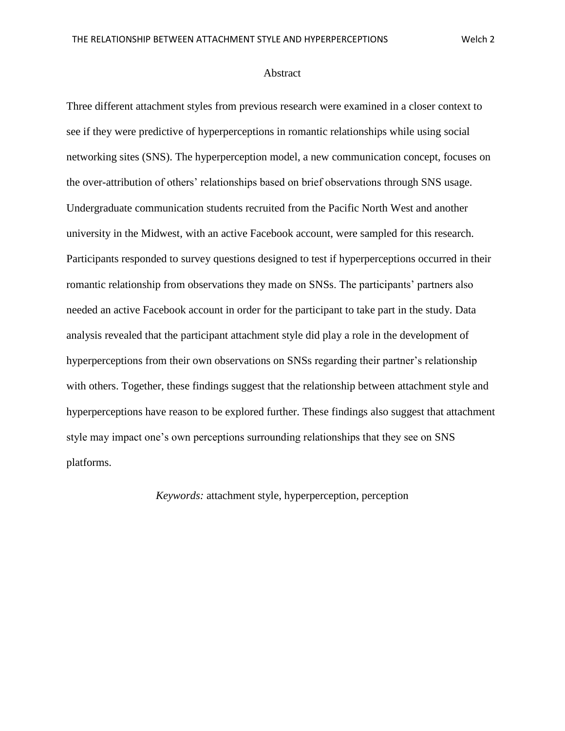## Abstract

Three different attachment styles from previous research were examined in a closer context to see if they were predictive of hyperperceptions in romantic relationships while using social networking sites (SNS). The hyperperception model, a new communication concept, focuses on the over-attribution of others' relationships based on brief observations through SNS usage. Undergraduate communication students recruited from the Pacific North West and another university in the Midwest, with an active Facebook account, were sampled for this research. Participants responded to survey questions designed to test if hyperperceptions occurred in their romantic relationship from observations they made on SNSs. The participants' partners also needed an active Facebook account in order for the participant to take part in the study. Data analysis revealed that the participant attachment style did play a role in the development of hyperperceptions from their own observations on SNSs regarding their partner's relationship with others. Together, these findings suggest that the relationship between attachment style and hyperperceptions have reason to be explored further. These findings also suggest that attachment style may impact one's own perceptions surrounding relationships that they see on SNS platforms.

*Keywords:* attachment style, hyperperception, perception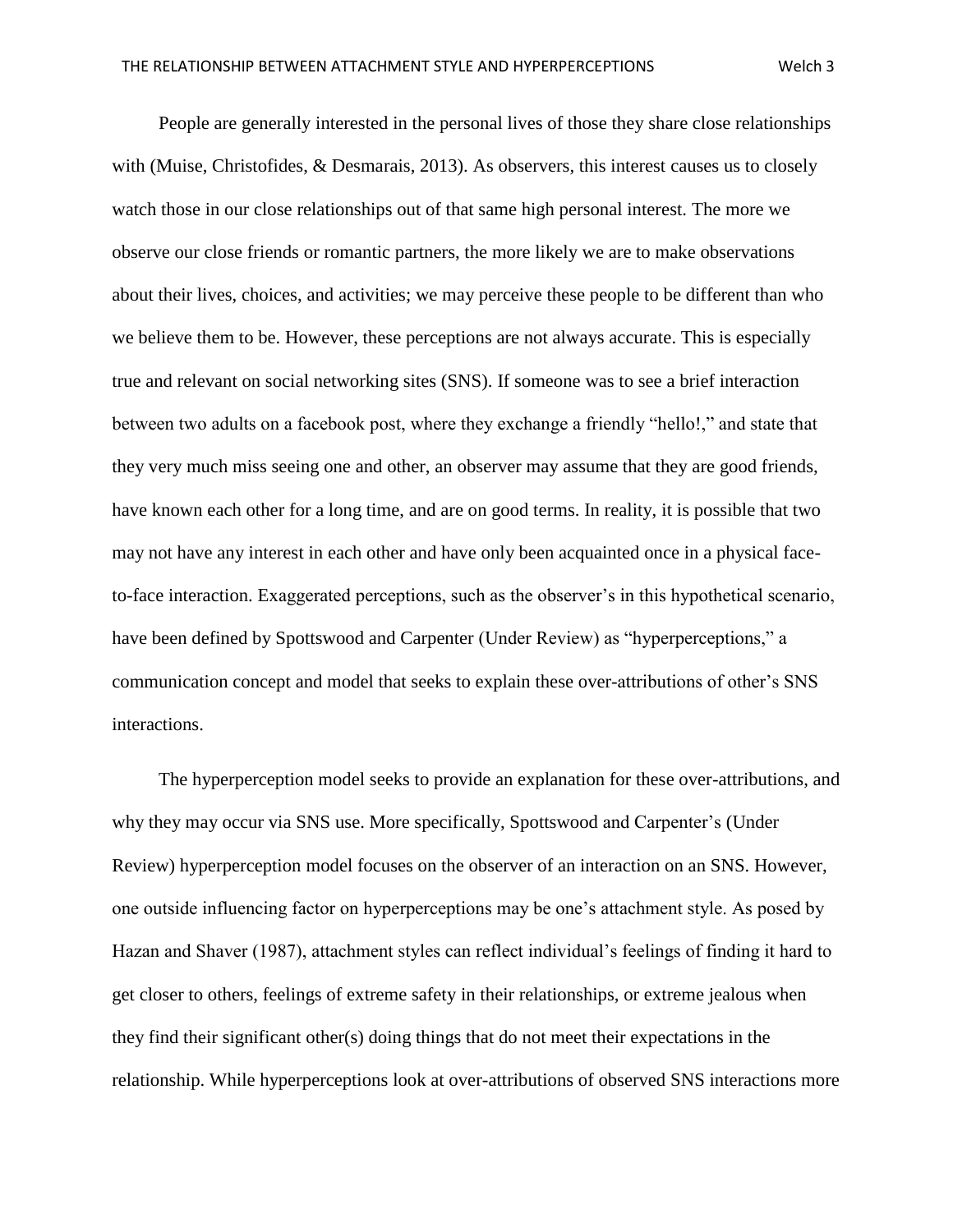People are generally interested in the personal lives of those they share close relationships with (Muise, Christofides, & Desmarais, 2013). As observers, this interest causes us to closely watch those in our close relationships out of that same high personal interest. The more we observe our close friends or romantic partners, the more likely we are to make observations about their lives, choices, and activities; we may perceive these people to be different than who we believe them to be. However, these perceptions are not always accurate. This is especially true and relevant on social networking sites (SNS). If someone was to see a brief interaction between two adults on a facebook post, where they exchange a friendly "hello!," and state that they very much miss seeing one and other, an observer may assume that they are good friends, have known each other for a long time, and are on good terms. In reality, it is possible that two may not have any interest in each other and have only been acquainted once in a physical face-to-face interaction. Exaggerated perceptions, such as the observer's in this hypothetical scenario, have been defined by Spottswood and Carpenter (Under Review) as "hyperperceptions," a communication concept and model that seeks to explain these over-attributions of other's SNS interactions.

The hyperperception model seeks to provide an explanation for these over-attributions, and why they may occur via SNS use. More specifically, Spottswood and Carpenter's (Under Review) hyperperception model focuses on the observer of an interaction on an SNS. However, one outside influencing factor on hyperperceptions may be one's attachment style. As posed by Hazan and Shaver (1987), attachment styles can reflect individual's feelings of finding it hard to get closer to others, feelings of extreme safety in their relationships, or extreme jealous when they find their significant other(s) doing things that do not meet their expectations in the relationship. While hyperperceptions look at over-attributions of observed SNS interactions more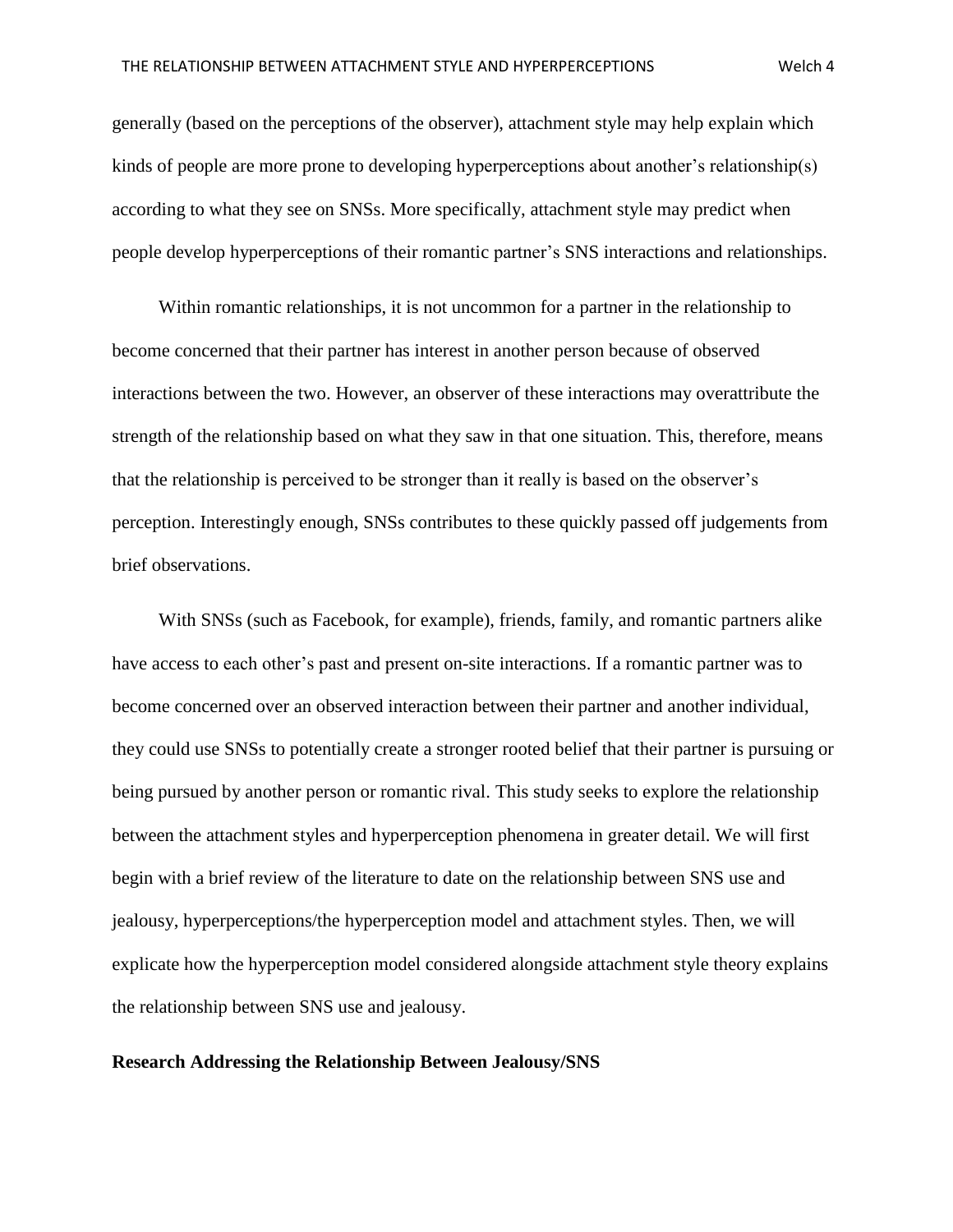generally (based on the perceptions of the observer), attachment style may help explain which kinds of people are more prone to developing hyperperceptions about another's relationship(s) according to what they see on SNSs. More specifically, attachment style may predict when people develop hyperperceptions of their romantic partner's SNS interactions and relationships.

Within romantic relationships, it is not uncommon for a partner in the relationship to become concerned that their partner has interest in another person because of observed interactions between the two. However, an observer of these interactions may overattribute the strength of the relationship based on what they saw in that one situation. This, therefore, means that the relationship is perceived to be stronger than it really is based on the observer's perception. Interestingly enough, SNSs contributes to these quickly passed off judgements from brief observations.

With SNSs (such as Facebook, for example), friends, family, and romantic partners alike have access to each other's past and present on-site interactions. If a romantic partner was to become concerned over an observed interaction between their partner and another individual, they could use SNSs to potentially create a stronger rooted belief that their partner is pursuing or being pursued by another person or romantic rival. This study seeks to explore the relationship between the attachment styles and hyperperception phenomena in greater detail. We will first begin with a brief review of the literature to date on the relationship between SNS use and jealousy, hyperperceptions/the hyperperception model and attachment styles. Then, we will explicate how the hyperperception model considered alongside attachment style theory explains the relationship between SNS use and jealousy.

## Research Addressing the Relationship Between Jealousy/SNS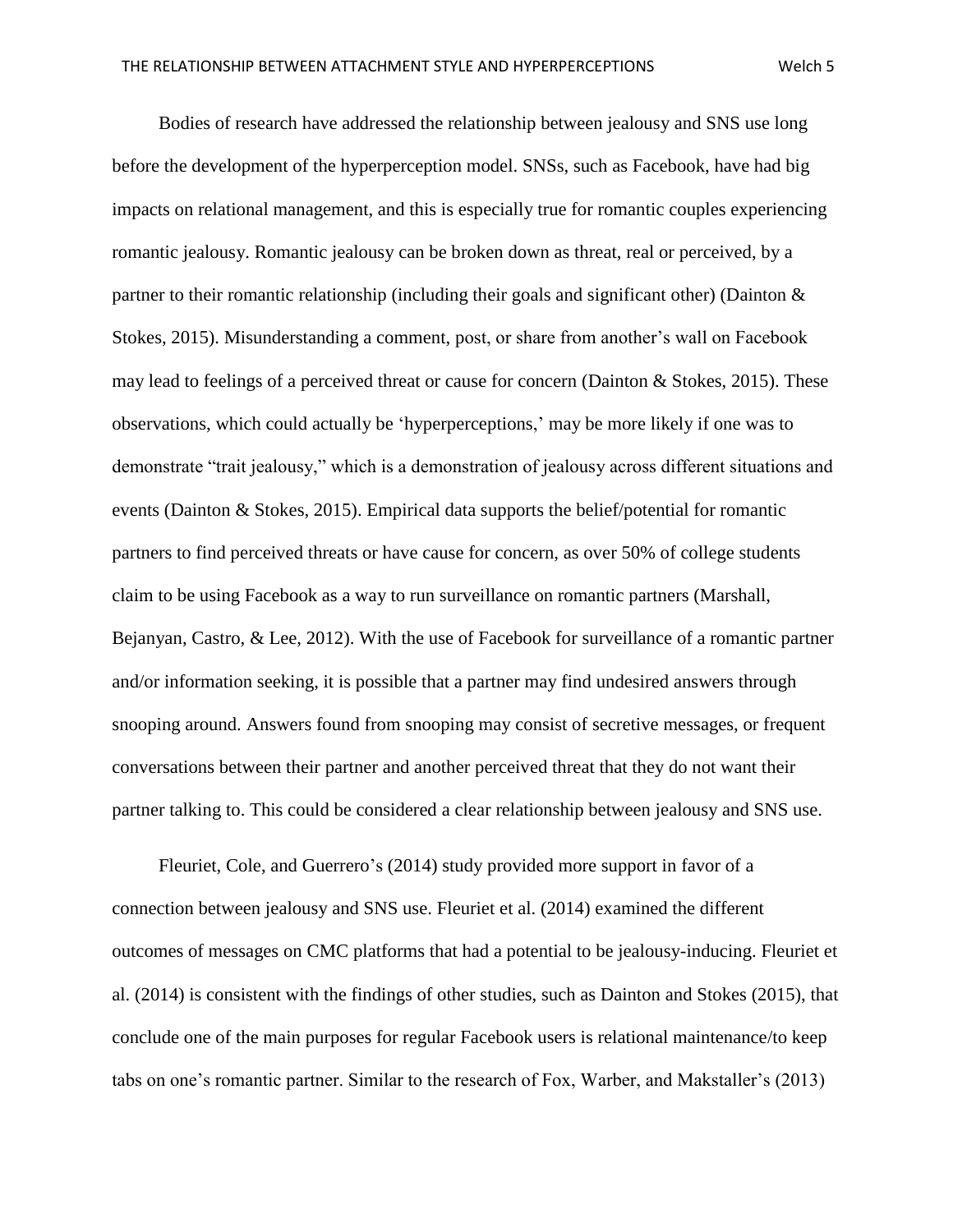Bodies of research have addressed the relationship between jealousy and SNS use long before the development of the hyperperception model. SNSs, such as Facebook, have had big impacts on relational management, and this is especially true for romantic couples experiencing romantic jealousy. Romantic jealousy can be broken down as threat, real or perceived, by a partner to their romantic relationship (including their goals and significant other) (Dainton & Stokes, 2015). Misunderstanding a comment, post, or share from another's wall on Facebook may lead to feelings of a perceived threat or cause for concern (Dainton & Stokes, 2015). These observations, which could actually be 'hyperperceptions,' may be more likely if one was to demonstrate "trait jealousy," which is a demonstration of jealousy across different situations and events (Dainton & Stokes, 2015). Empirical data supports the belief/potential for romantic partners to find perceived threats or have cause for concern, as over 50% of college students claim to be using Facebook as a way to run surveillance on romantic partners (Marshall, Bejanyan, Castro, & Lee, 2012). With the use of Facebook for surveillance of a romantic partner and/or information seeking, it is possible that a partner may find undesired answers through snooping around. Answers found from snooping may consist of secretive messages, or frequent conversations between their partner and another perceived threat that they do not want their partner talking to. This could be considered a clear relationship between jealousy and SNS use.

Fleuriet, Cole, and Guerrero's (2014) study provided more support in favor of a connection between jealousy and SNS use. Fleuriet et al. (2014) examined the different outcomes of messages on CMC platforms that had a potential to be jealousy-inducing. Fleuriet et al. (2014) is consistent with the findings of other studies, such as Dainton and Stokes (2015), that conclude one of the main purposes for regular Facebook users is relational maintenance/to keep tabs on one's romantic partner. Similar to the research of Fox, Warber, and Makstaller's (2013)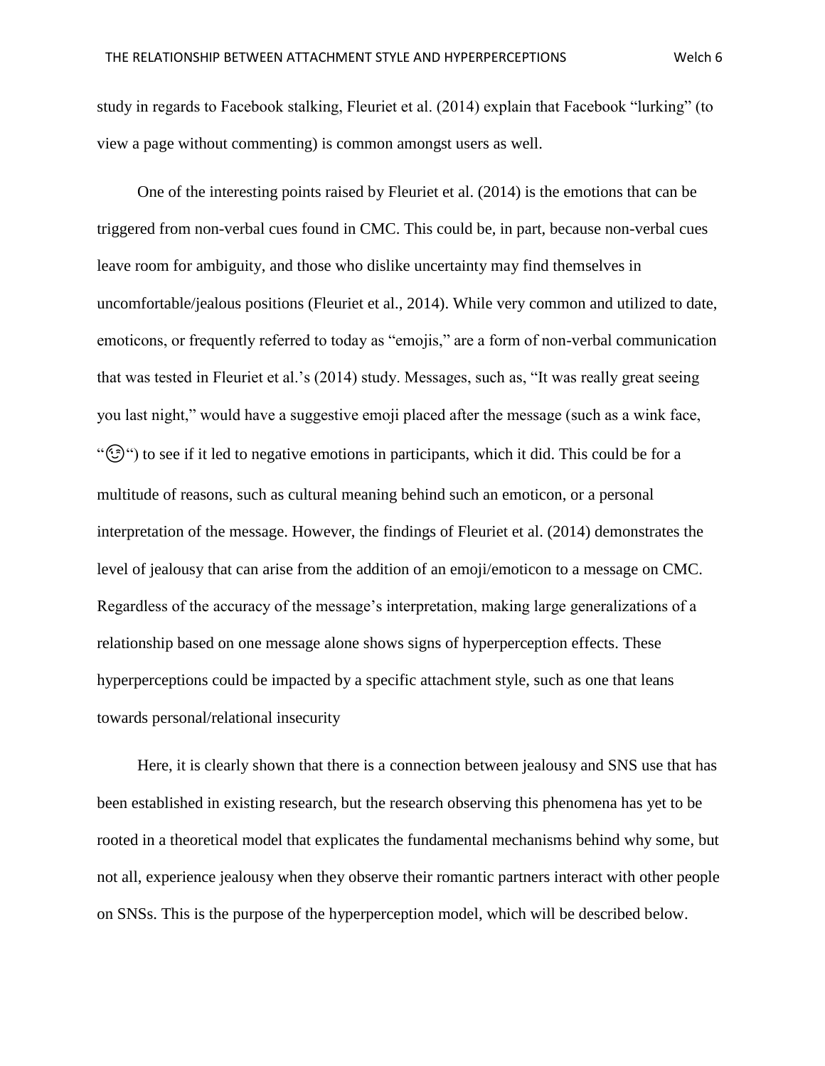study in regards to Facebook stalking, Fleuriet et al. (2014) explain that Facebook "lurking" (to view a page without commenting) is common amongst users as well.

One of the interesting points raised by Fleuriet et al. (2014) is the emotions that can be triggered from non-verbal cues found in CMC. This could be, in part, because non-verbal cues leave room for ambiguity, and those who dislike uncertainty may find themselves in uncomfortable/jealous positions (Fleuriet et al., 2014). While very common and utilized to date, emoticons, or frequently referred to today as "emojis," are a form of non-verbal communication that was tested in Fleuriet et al.'s (2014) study. Messages, such as, "It was really great seeing you last night," would have a suggestive emoji placed after the message (such as a wink face, "😉") to see if it led to negative emotions in participants, which it did. This could be for a multitude of reasons, such as cultural meaning behind such an emoticon, or a personal interpretation of the message. However, the findings of Fleuriet et al. (2014) demonstrates the level of jealousy that can arise from the addition of an emoji/emoticon to a message on CMC. Regardless of the accuracy of the message's interpretation, making large generalizations of a relationship based on one message alone shows signs of hyperperception effects. These hyperperceptions could be impacted by a specific attachment style, such as one that leans towards personal/relational insecurity

Here, it is clearly shown that there is a connection between jealousy and SNS use that has been established in existing research, but the research observing this phenomena has yet to be rooted in a theoretical model that explicates the fundamental mechanisms behind why some, but not all, experience jealousy when they observe their romantic partners interact with other people on SNSs. This is the purpose of the hyperperception model, which will be described below.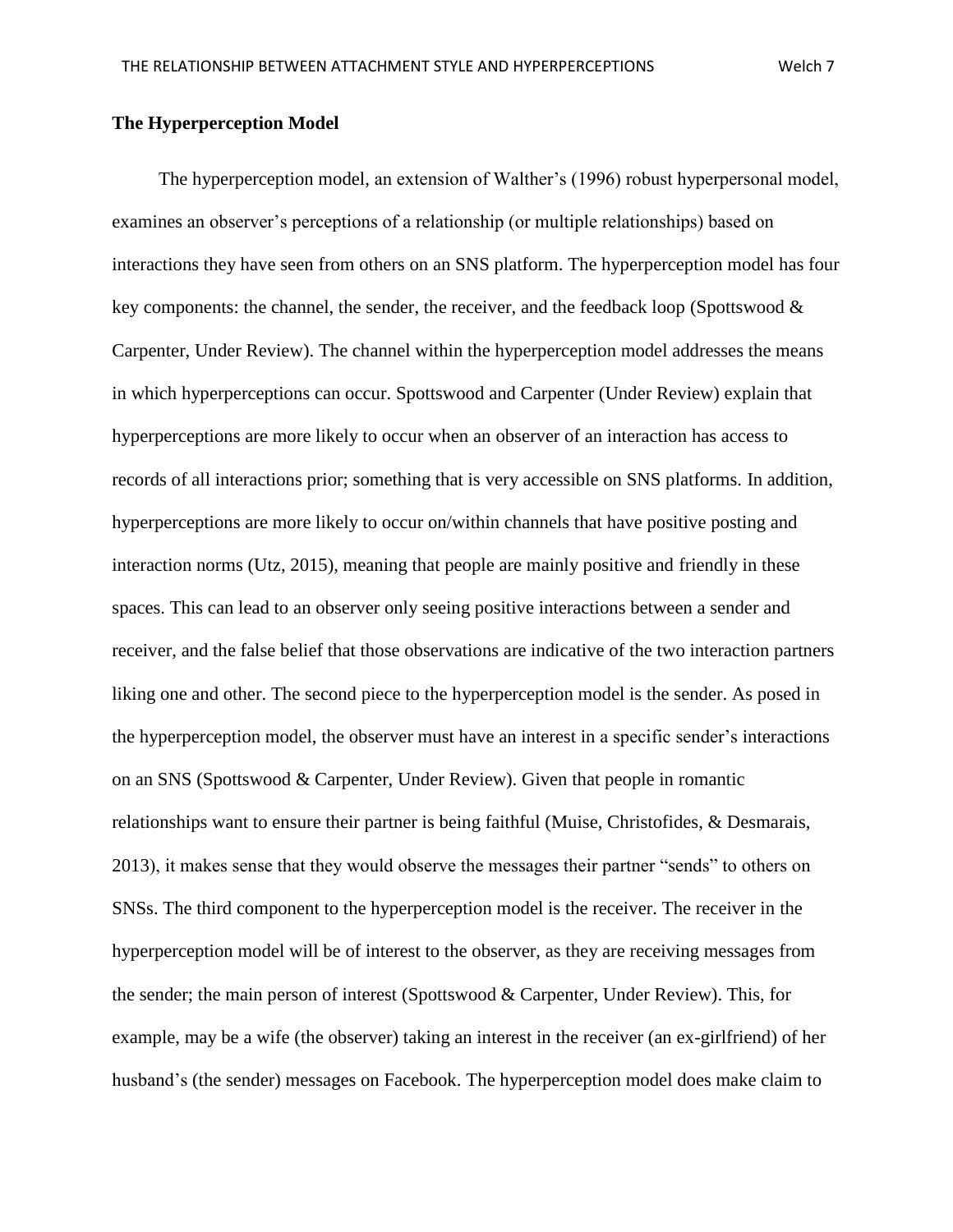**The Hyperperception Model**

The hyperperception model, an extension of Walther's (1996) robust hyperpersonal model, examines an observer's perceptions of a relationship (or multiple relationships) based on interactions they have seen from others on an SNS platform. The hyperperception model has four key components: the channel, the sender, the receiver, and the feedback loop (Spottswood & Carpenter, Under Review). The channel within the hyperperception model addresses the means in which hyperperceptions can occur. Spottswood and Carpenter (Under Review) explain that hyperperceptions are more likely to occur when an observer of an interaction has access to records of all interactions prior; something that is very accessible on SNS platforms. In addition, hyperperceptions are more likely to occur on/within channels that have positive posting and interaction norms (Utz, 2015), meaning that people are mainly positive and friendly in these spaces. This can lead to an observer only seeing positive interactions between a sender and receiver, and the false belief that those observations are indicative of the two interaction partners liking one and other. The second piece to the hyperperception model is the sender. As posed in the hyperperception model, the observer must have an interest in a specific sender's interactions on an SNS (Spottswood & Carpenter, Under Review). Given that people in romantic relationships want to ensure their partner is being faithful (Muise, Christofides, & Desmarais, 2013), it makes sense that they would observe the messages their partner "sends" to others on SNSs. The third component to the hyperperception model is the receiver. The receiver in the hyperperception model will be of interest to the observer, as they are receiving messages from the sender; the main person of interest (Spottswood & Carpenter, Under Review). This, for example, may be a wife (the observer) taking an interest in the receiver (an ex-girlfriend) of her husband's (the sender) messages on Facebook. The hyperperception model does make claim to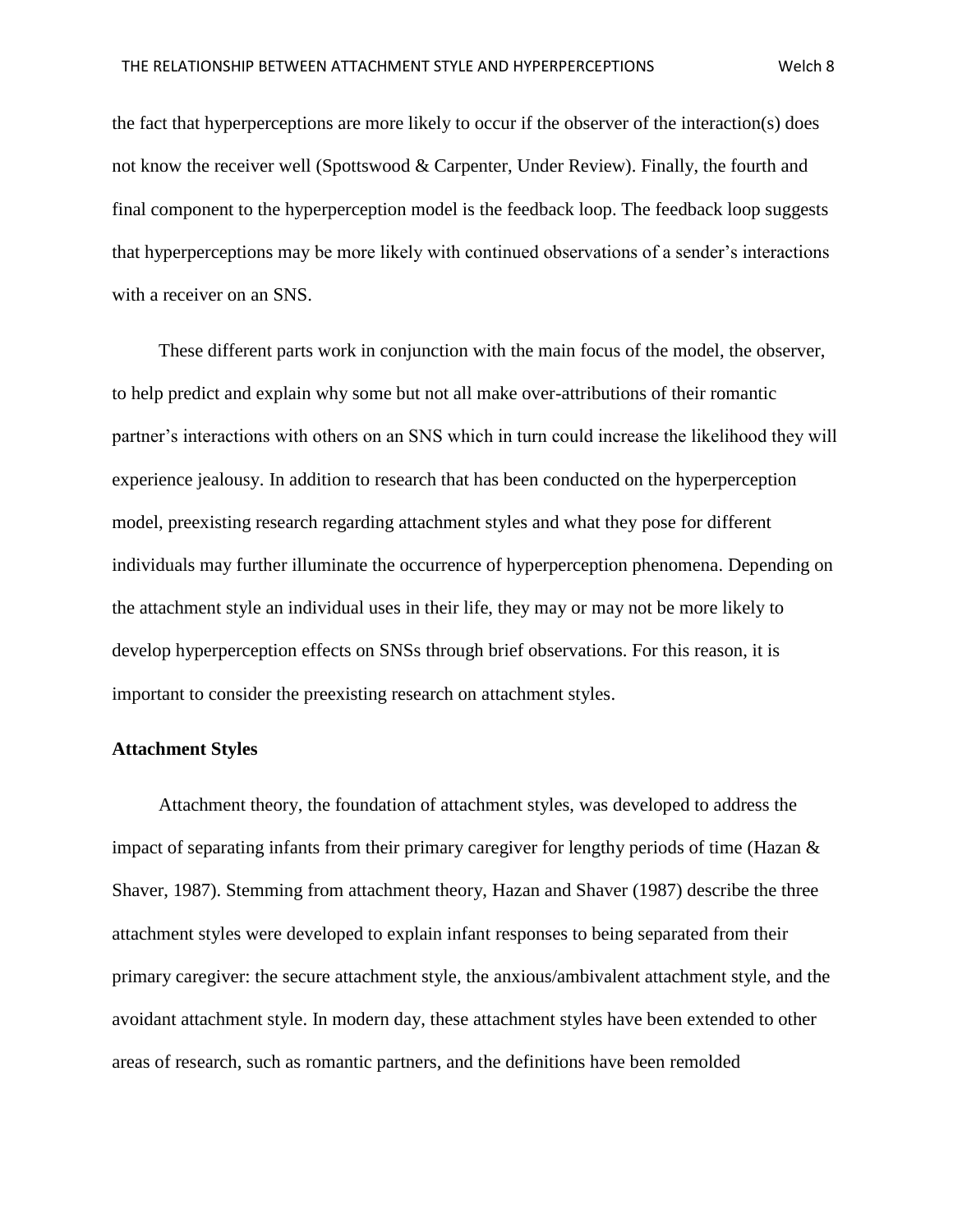the fact that hyperperceptions are more likely to occur if the observer of the interaction(s) does not know the receiver well (Spottswood & Carpenter, Under Review). Finally, the fourth and final component to the hyperperception model is the feedback loop. The feedback loop suggests that hyperperceptions may be more likely with continued observations of a sender's interactions with a receiver on an SNS.

These different parts work in conjunction with the main focus of the model, the observer, to help predict and explain why some but not all make over-attributions of their romantic partner's interactions with others on an SNS which in turn could increase the likelihood they will experience jealousy. In addition to research that has been conducted on the hyperperception model, preexisting research regarding attachment styles and what they pose for different individuals may further illuminate the occurrence of hyperperception phenomena. Depending on the attachment style an individual uses in their life, they may or may not be more likely to develop hyperperception effects on SNSs through brief observations. For this reason, it is important to consider the preexisting research on attachment styles.

**Attachment Styles**

Attachment theory, the foundation of attachment styles, was developed to address the impact of separating infants from their primary caregiver for lengthy periods of time (Hazan & Shaver, 1987). Stemming from attachment theory, Hazan and Shaver (1987) describe the three attachment styles were developed to explain infant responses to being separated from their primary caregiver: the secure attachment style, the anxious/ambivalent attachment style, and the avoidant attachment style. In modern day, these attachment styles have been extended to other areas of research, such as romantic partners, and the definitions have been remolded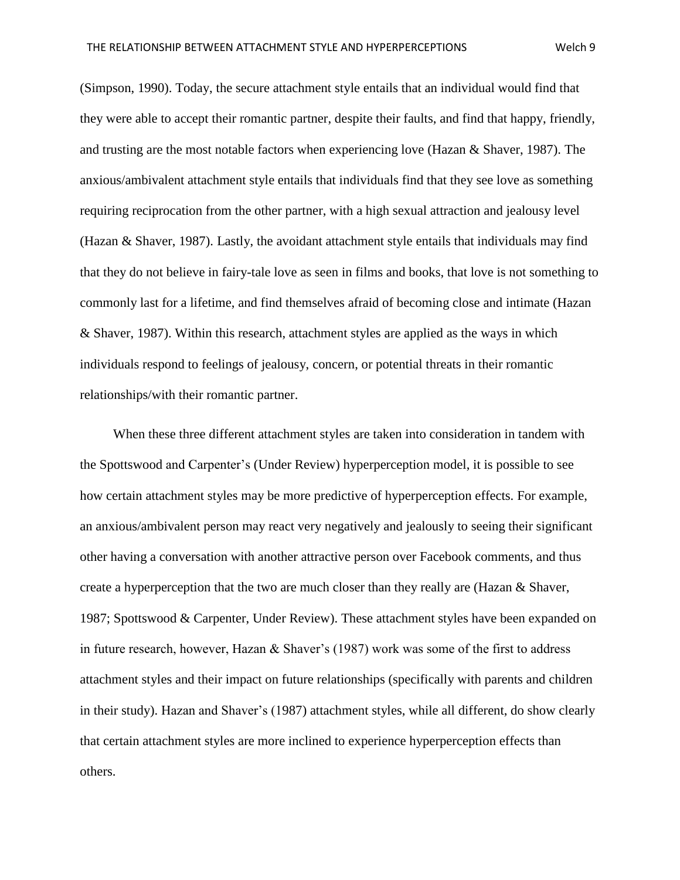(Simpson, 1990). Today, the secure attachment style entails that an individual would find that they were able to accept their romantic partner, despite their faults, and find that happy, friendly, and trusting are the most notable factors when experiencing love (Hazan & Shaver, 1987). The anxious/ambivalent attachment style entails that individuals find that they see love as something requiring reciprocation from the other partner, with a high sexual attraction and jealousy level (Hazan & Shaver, 1987). Lastly, the avoidant attachment style entails that individuals may find that they do not believe in fairy-tale love as seen in films and books, that love is not something to commonly last for a lifetime, and find themselves afraid of becoming close and intimate (Hazan & Shaver, 1987). Within this research, attachment styles are applied as the ways in which individuals respond to feelings of jealousy, concern, or potential threats in their romantic relationships/with their romantic partner.

When these three different attachment styles are taken into consideration in tandem with the Spottswood and Carpenter's (Under Review) hyperperception model, it is possible to see how certain attachment styles may be more predictive of hyperperception effects. For example, an anxious/ambivalent person may react very negatively and jealously to seeing their significant other having a conversation with another attractive person over Facebook comments, and thus create a hyperperception that the two are much closer than they really are (Hazan & Shaver, 1987; Spottswood & Carpenter, Under Review). These attachment styles have been expanded on in future research, however, Hazan & Shaver's (1987) work was some of the first to address attachment styles and their impact on future relationships (specifically with parents and children in their study). Hazan and Shaver's (1987) attachment styles, while all different, do show clearly that certain attachment styles are more inclined to experience hyperperception effects than others.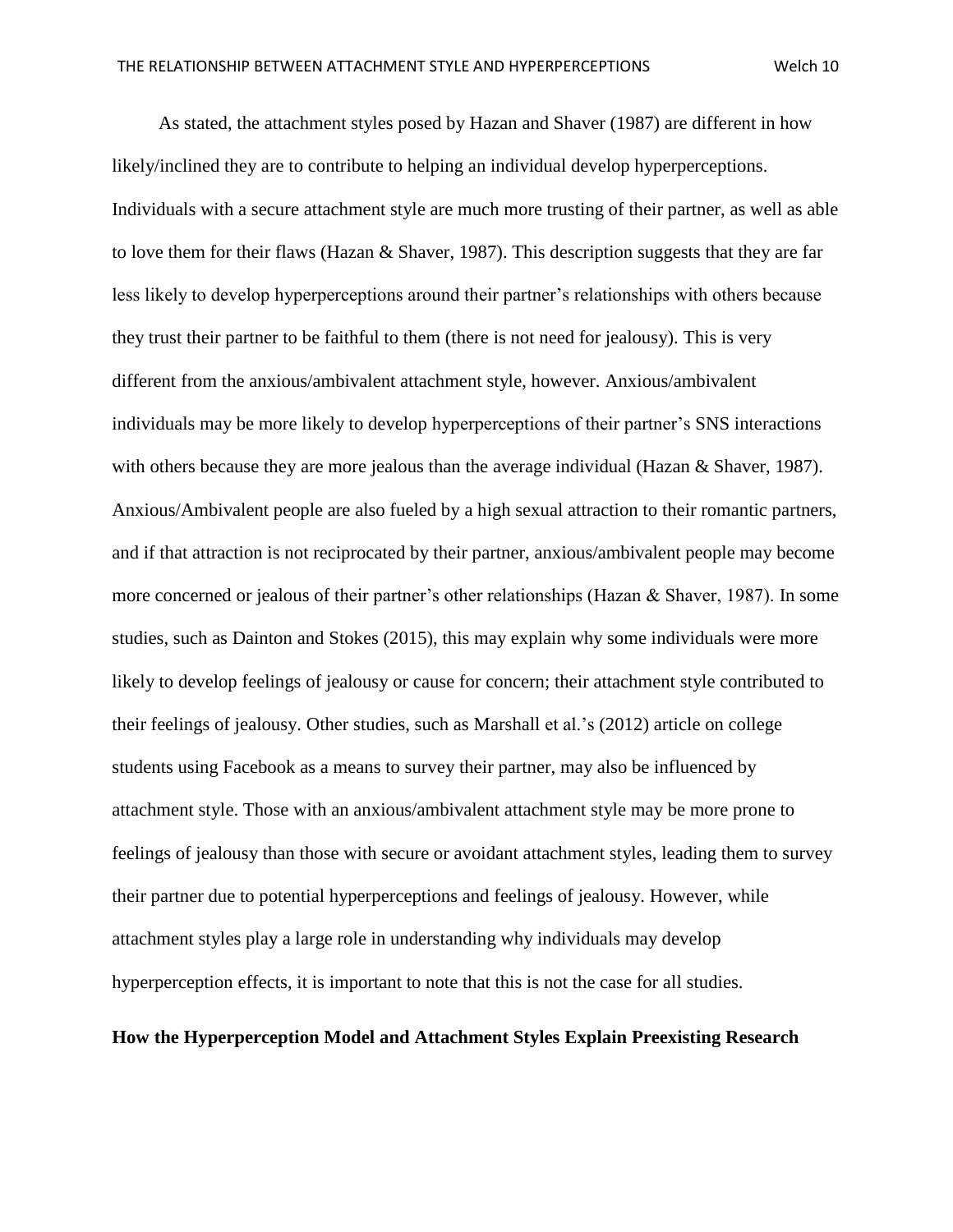As stated, the attachment styles posed by Hazan and Shaver (1987) are different in how likely/inclined they are to contribute to helping an individual develop hyperperceptions. Individuals with a secure attachment style are much more trusting of their partner, as well as able to love them for their flaws (Hazan & Shaver, 1987). This description suggests that they are far less likely to develop hyperperceptions around their partner's relationships with others because they trust their partner to be faithful to them (there is not need for jealousy). This is very different from the anxious/ambivalent attachment style, however. Anxious/ambivalent individuals may be more likely to develop hyperperceptions of their partner's SNS interactions with others because they are more jealous than the average individual (Hazan & Shaver, 1987). Anxious/Ambivalent people are also fueled by a high sexual attraction to their romantic partners, and if that attraction is not reciprocated by their partner, anxious/ambivalent people may become more concerned or jealous of their partner's other relationships (Hazan & Shaver, 1987). In some studies, such as Dainton and Stokes (2015), this may explain why some individuals were more likely to develop feelings of jealousy or cause for concern; their attachment style contributed to their feelings of jealousy. Other studies, such as Marshall et al.'s (2012) article on college students using Facebook as a means to survey their partner, may also be influenced by attachment style. Those with an anxious/ambivalent attachment style may be more prone to feelings of jealousy than those with secure or avoidant attachment styles, leading them to survey their partner due to potential hyperperceptions and feelings of jealousy. However, while attachment styles play a large role in understanding why individuals may develop hyperperception effects, it is important to note that this is not the case for all studies.

**How the Hyperperception Model and Attachment Styles Explain Preexisting Research**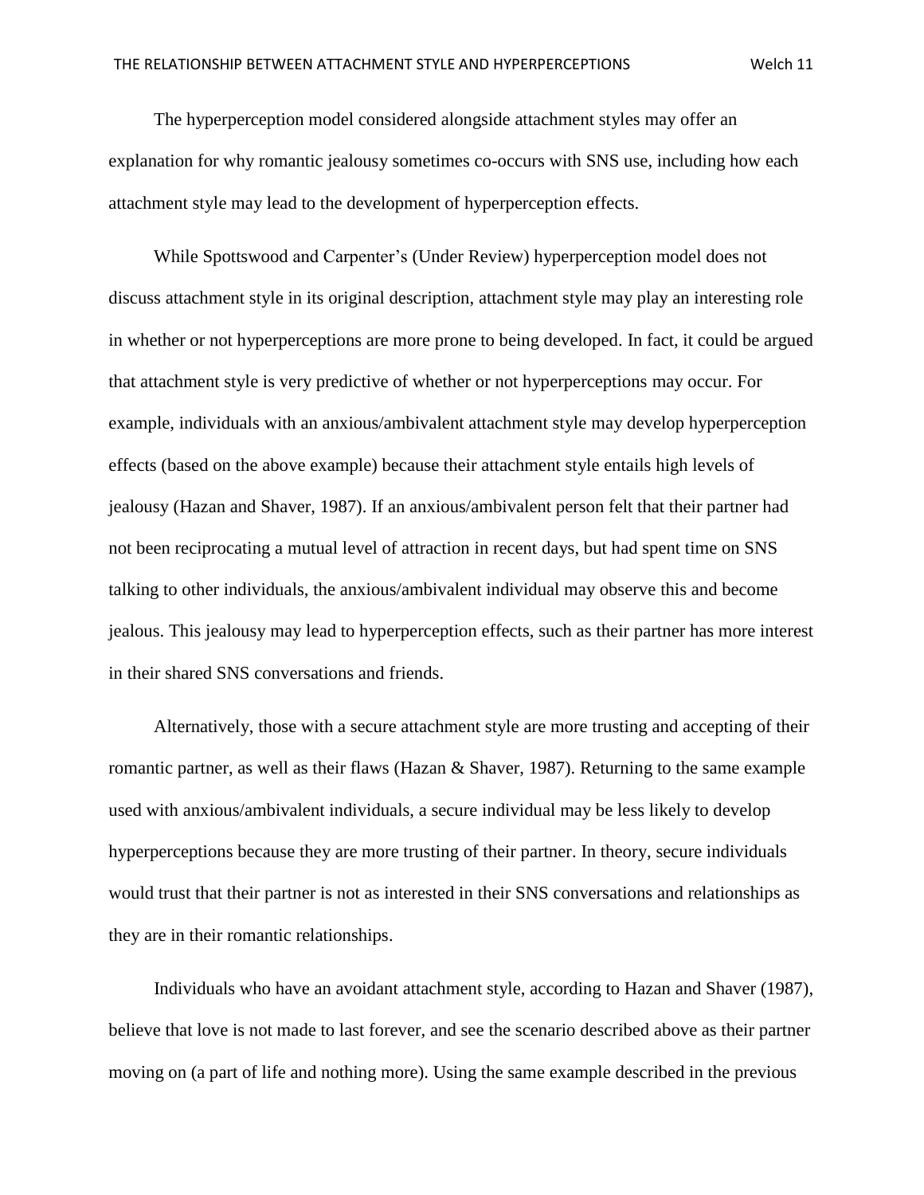The hyperperception model considered alongside attachment styles may offer an explanation for why romantic jealousy sometimes co-occurs with SNS use, including how each attachment style may lead to the development of hyperperception effects.

While Spottswood and Carpenter's (Under Review) hyperperception model does not discuss attachment style in its original description, attachment style may play an interesting role in whether or not hyperperceptions are more prone to being developed. In fact, it could be argued that attachment style is very predictive of whether or not hyperperceptions may occur. For example, individuals with an anxious/ambivalent attachment style may develop hyperperception effects (based on the above example) because their attachment style entails high levels of jealousy (Hazan and Shaver, 1987). If an anxious/ambivalent person felt that their partner had not been reciprocating a mutual level of attraction in recent days, but had spent time on SNS talking to other individuals, the anxious/ambivalent individual may observe this and become jealous. This jealousy may lead to hyperperception effects, such as their partner has more interest in their shared SNS conversations and friends.

Alternatively, those with a secure attachment style are more trusting and accepting of their romantic partner, as well as their flaws (Hazan & Shaver, 1987). Returning to the same example used with anxious/ambivalent individuals, a secure individual may be less likely to develop hyperperceptions because they are more trusting of their partner. In theory, secure individuals would trust that their partner is not as interested in their SNS conversations and relationships as they are in their romantic relationships.

Individuals who have an avoidant attachment style, according to Hazan and Shaver (1987), believe that love is not made to last forever, and see the scenario described above as their partner moving on (a part of life and nothing more). Using the same example described in the previous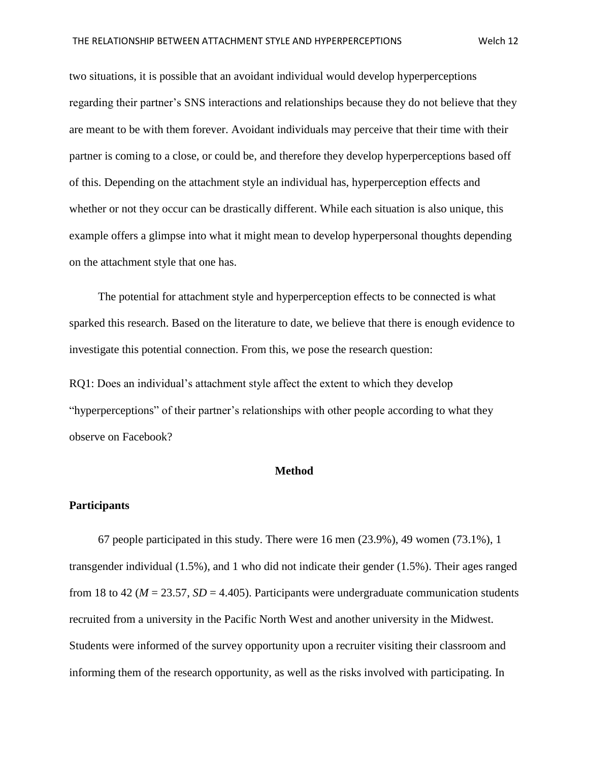two situations, it is possible that an avoidant individual would develop hyperperceptions regarding their partner's SNS interactions and relationships because they do not believe that they are meant to be with them forever. Avoidant individuals may perceive that their time with their partner is coming to a close, or could be, and therefore they develop hyperperceptions based off of this. Depending on the attachment style an individual has, hyperperception effects and whether or not they occur can be drastically different. While each situation is also unique, this example offers a glimpse into what it might mean to develop hyperpersonal thoughts depending on the attachment style that one has.

The potential for attachment style and hyperperception effects to be connected is what sparked this research. Based on the literature to date, we believe that there is enough evidence to investigate this potential connection. From this, we pose the research question:

RQ1: Does an individual's attachment style affect the extent to which they develop "hyperperceptions" of their partner's relationships with other people according to what they observe on Facebook?

## Method

### Participants

67 people participated in this study. There were 16 men (23.9%), 49 women (73.1%), 1 transgender individual (1.5%), and 1 who did not indicate their gender (1.5%). Their ages ranged from 18 to 42 ($M$ = 23.57, $SD$ = 4.405). Participants were undergraduate communication students recruited from a university in the Pacific North West and another university in the Midwest. Students were informed of the survey opportunity upon a recruiter visiting their classroom and informing them of the research opportunity, as well as the risks involved with participating. In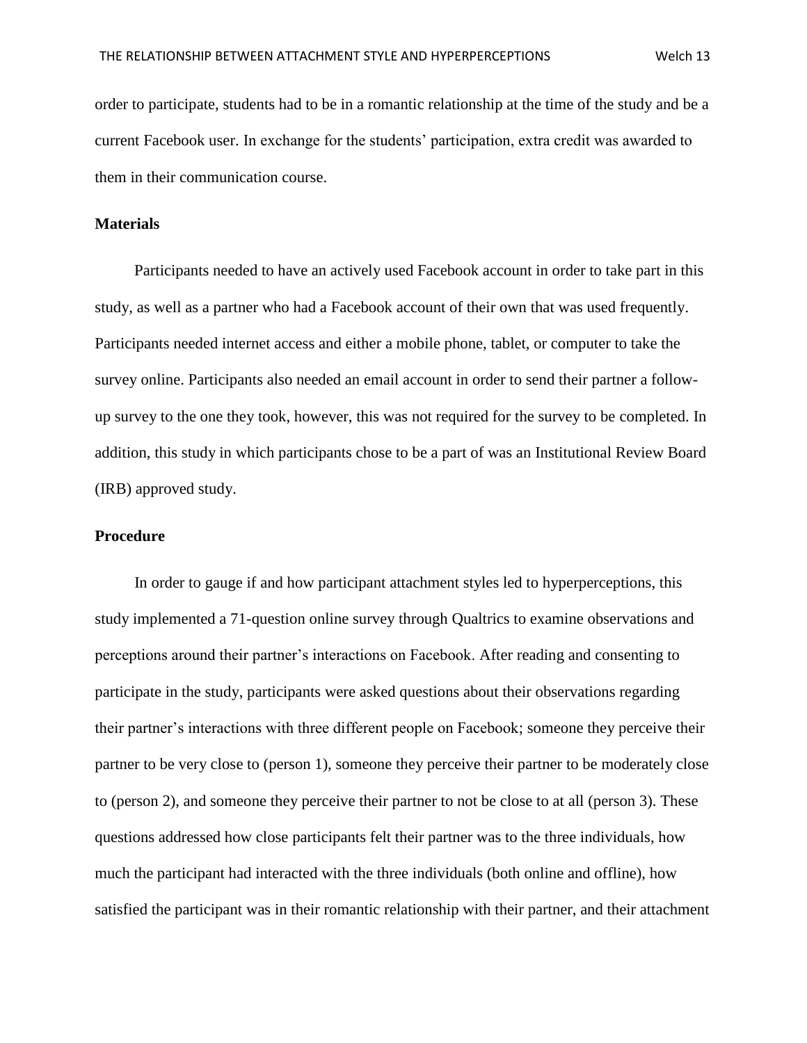order to participate, students had to be in a romantic relationship at the time of the study and be a current Facebook user. In exchange for the students' participation, extra credit was awarded to them in their communication course.

### Materials

Participants needed to have an actively used Facebook account in order to take part in this study, as well as a partner who had a Facebook account of their own that was used frequently. Participants needed internet access and either a mobile phone, tablet, or computer to take the survey online. Participants also needed an email account in order to send their partner a follow-up survey to the one they took, however, this was not required for the survey to be completed. In addition, this study in which participants chose to be a part of was an Institutional Review Board (IRB) approved study.

### Procedure

In order to gauge if and how participant attachment styles led to hyperperceptions, this study implemented a 71-question online survey through Qualtrics to examine observations and perceptions around their partner's interactions on Facebook. After reading and consenting to participate in the study, participants were asked questions about their observations regarding their partner's interactions with three different people on Facebook; someone they perceive their partner to be very close to (person 1), someone they perceive their partner to be moderately close to (person 2), and someone they perceive their partner to not be close to at all (person 3). These questions addressed how close participants felt their partner was to the three individuals, how much the participant had interacted with the three individuals (both online and offline), how satisfied the participant was in their romantic relationship with their partner, and their attachment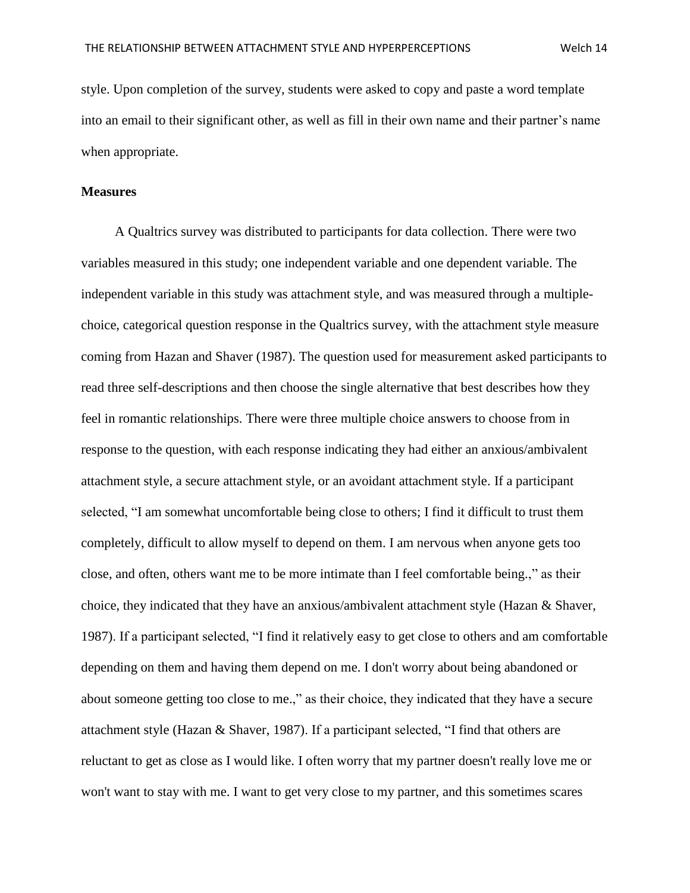style. Upon completion of the survey, students were asked to copy and paste a word template into an email to their significant other, as well as fill in their own name and their partner's name when appropriate.

**Measures**

A Qualtrics survey was distributed to participants for data collection. There were two variables measured in this study; one independent variable and one dependent variable. The independent variable in this study was attachment style, and was measured through a multiple-choice, categorical question response in the Qualtrics survey, with the attachment style measure coming from Hazan and Shaver (1987). The question used for measurement asked participants to read three self-descriptions and then choose the single alternative that best describes how they feel in romantic relationships. There were three multiple choice answers to choose from in response to the question, with each response indicating they had either an anxious/ambivalent attachment style, a secure attachment style, or an avoidant attachment style. If a participant selected, "I am somewhat uncomfortable being close to others; I find it difficult to trust them completely, difficult to allow myself to depend on them. I am nervous when anyone gets too close, and often, others want me to be more intimate than I feel comfortable being.," as their choice, they indicated that they have an anxious/ambivalent attachment style (Hazan & Shaver, 1987). If a participant selected, "I find it relatively easy to get close to others and am comfortable depending on them and having them depend on me. I don't worry about being abandoned or about someone getting too close to me.," as their choice, they indicated that they have a secure attachment style (Hazan & Shaver, 1987). If a participant selected, "I find that others are reluctant to get as close as I would like. I often worry that my partner doesn't really love me or won't want to stay with me. I want to get very close to my partner, and this sometimes scares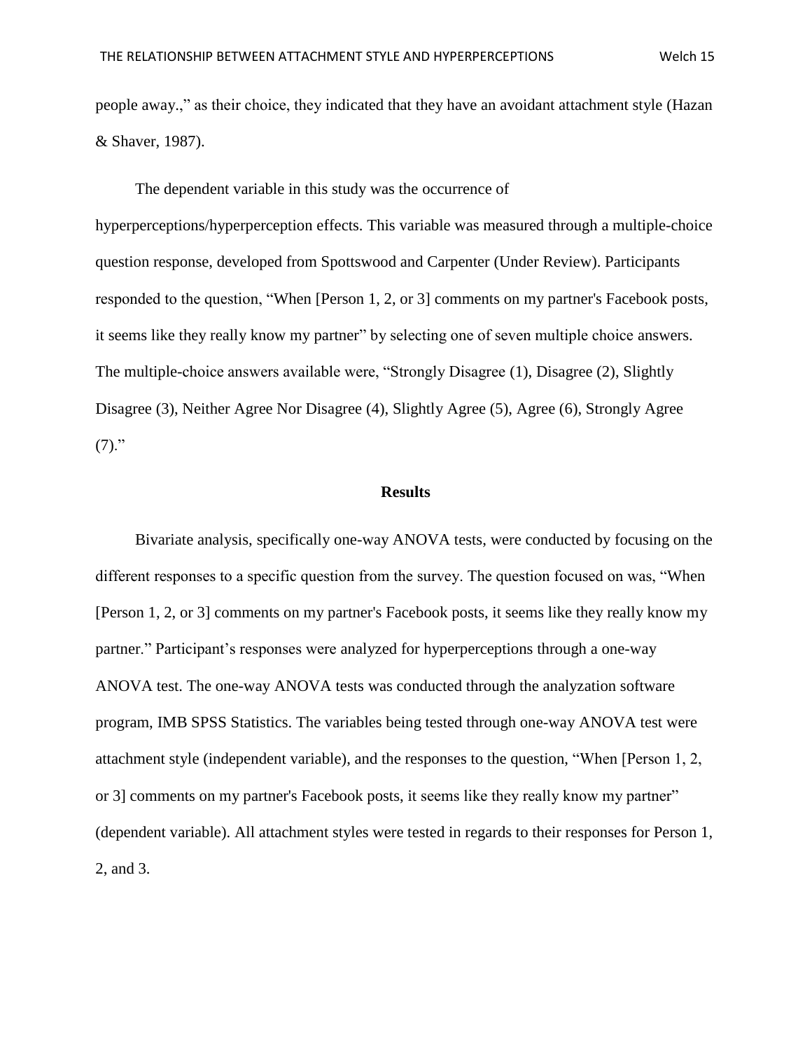people away.," as their choice, they indicated that they have an avoidant attachment style (Hazan & Shaver, 1987).

The dependent variable in this study was the occurrence of hyperperceptions/hyperperception effects. This variable was measured through a multiple-choice question response, developed from Spottswood and Carpenter (Under Review). Participants responded to the question, "When [Person 1, 2, or 3] comments on my partner's Facebook posts, it seems like they really know my partner" by selecting one of seven multiple choice answers. The multiple-choice answers available were, "Strongly Disagree (1), Disagree (2), Slightly Disagree (3), Neither Agree Nor Disagree (4), Slightly Agree (5), Agree (6), Strongly Agree (7)."

## Results

Bivariate analysis, specifically one-way ANOVA tests, were conducted by focusing on the different responses to a specific question from the survey. The question focused on was, "When [Person 1, 2, or 3] comments on my partner's Facebook posts, it seems like they really know my partner." Participant's responses were analyzed for hyperperceptions through a one-way ANOVA test. The one-way ANOVA tests was conducted through the analyzation software program, IMB SPSS Statistics. The variables being tested through one-way ANOVA test were attachment style (independent variable), and the responses to the question, "When [Person 1, 2, or 3] comments on my partner's Facebook posts, it seems like they really know my partner" (dependent variable). All attachment styles were tested in regards to their responses for Person 1, 2, and 3.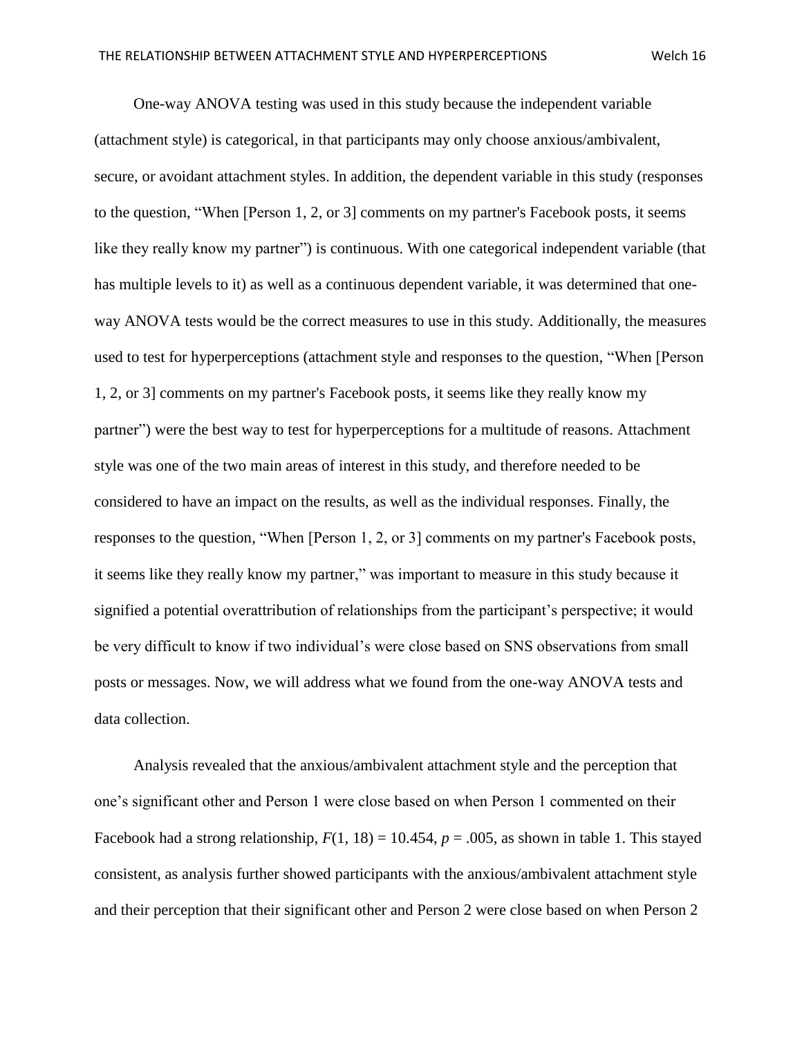One-way ANOVA testing was used in this study because the independent variable (attachment style) is categorical, in that participants may only choose anxious/ambivalent, secure, or avoidant attachment styles. In addition, the dependent variable in this study (responses to the question, "When [Person 1, 2, or 3] comments on my partner's Facebook posts, it seems like they really know my partner") is continuous. With one categorical independent variable (that has multiple levels to it) as well as a continuous dependent variable, it was determined that one-way ANOVA tests would be the correct measures to use in this study. Additionally, the measures used to test for hyperperceptions (attachment style and responses to the question, "When [Person 1, 2, or 3] comments on my partner's Facebook posts, it seems like they really know my partner") were the best way to test for hyperperceptions for a multitude of reasons. Attachment style was one of the two main areas of interest in this study, and therefore needed to be considered to have an impact on the results, as well as the individual responses. Finally, the responses to the question, "When [Person 1, 2, or 3] comments on my partner's Facebook posts, it seems like they really know my partner," was important to measure in this study because it signified a potential overattribution of relationships from the participant's perspective; it would be very difficult to know if two individual's were close based on SNS observations from small posts or messages. Now, we will address what we found from the one-way ANOVA tests and data collection.

Analysis revealed that the anxious/ambivalent attachment style and the perception that one's significant other and Person 1 were close based on when Person 1 commented on their Facebook had a strong relationship, $F(1, 18) = 10.454$, $p = .005$, as shown in table 1. This stayed consistent, as analysis further showed participants with the anxious/ambivalent attachment style and their perception that their significant other and Person 2 were close based on when Person 2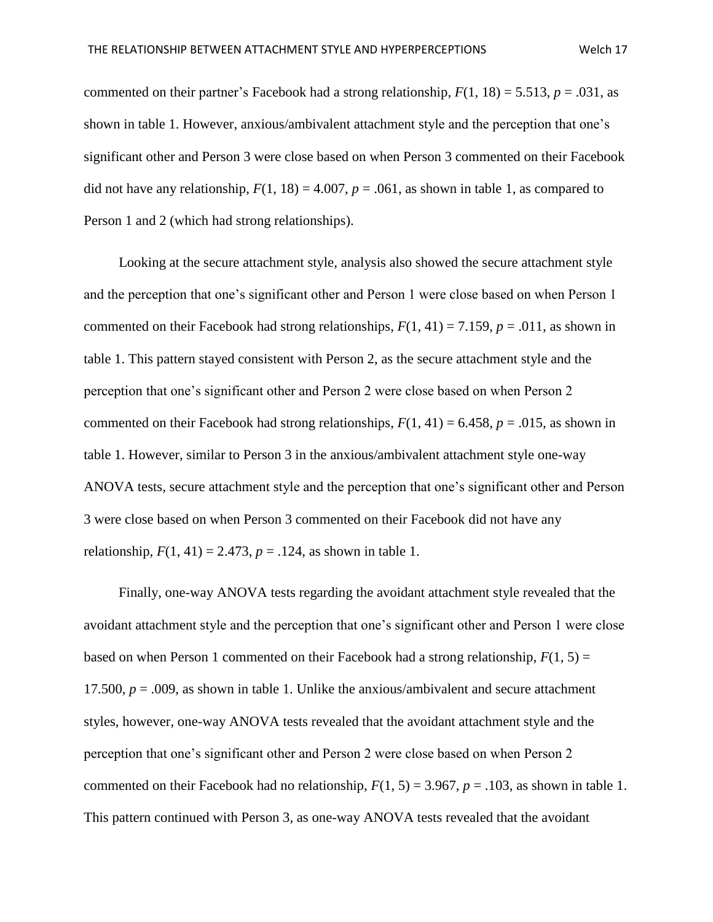commented on their partner's Facebook had a strong relationship, $F(1, 18) = 5.513$, $p = .031$, as shown in table 1. However, anxious/ambivalent attachment style and the perception that one's significant other and Person 3 were close based on when Person 3 commented on their Facebook did not have any relationship, $F(1, 18) = 4.007$, $p = .061$, as shown in table 1, as compared to Person 1 and 2 (which had strong relationships).

Looking at the secure attachment style, analysis also showed the secure attachment style and the perception that one's significant other and Person 1 were close based on when Person 1 commented on their Facebook had strong relationships, $F(1, 41) = 7.159$, $p = .011$, as shown in table 1. This pattern stayed consistent with Person 2, as the secure attachment style and the perception that one's significant other and Person 2 were close based on when Person 2 commented on their Facebook had strong relationships, $F(1, 41) = 6.458$, $p = .015$, as shown in table 1. However, similar to Person 3 in the anxious/ambivalent attachment style one-way ANOVA tests, secure attachment style and the perception that one's significant other and Person 3 were close based on when Person 3 commented on their Facebook did not have any relationship, $F(1, 41) = 2.473$, $p = .124$, as shown in table 1.

Finally, one-way ANOVA tests regarding the avoidant attachment style revealed that the avoidant attachment style and the perception that one's significant other and Person 1 were close based on when Person 1 commented on their Facebook had a strong relationship, $F(1, 5) = 17.500$, $p = .009$, as shown in table 1. Unlike the anxious/ambivalent and secure attachment styles, however, one-way ANOVA tests revealed that the avoidant attachment style and the perception that one's significant other and Person 2 were close based on when Person 2 commented on their Facebook had no relationship, $F(1, 5) = 3.967$, $p = .103$, as shown in table 1. This pattern continued with Person 3, as one-way ANOVA tests revealed that the avoidant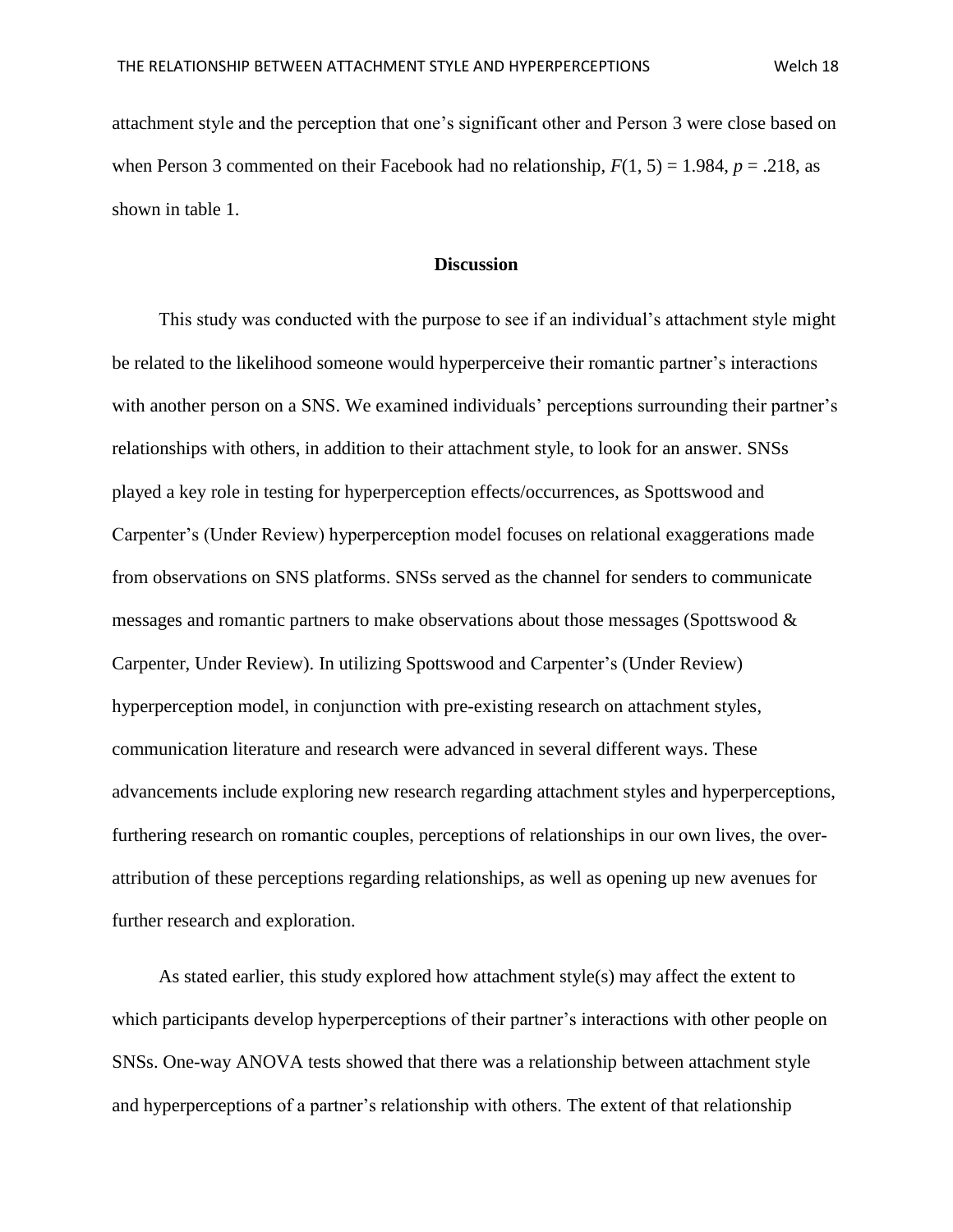attachment style and the perception that one's significant other and Person 3 were close based on when Person 3 commented on their Facebook had no relationship, $F(1, 5) = 1.984$, $p = .218$, as shown in table 1.

## Discussion

This study was conducted with the purpose to see if an individual's attachment style might be related to the likelihood someone would hyperperceive their romantic partner's interactions with another person on a SNS. We examined individuals' perceptions surrounding their partner's relationships with others, in addition to their attachment style, to look for an answer. SNSs played a key role in testing for hyperperception effects/occurrences, as Spottswood and Carpenter's (Under Review) hyperperception model focuses on relational exaggerations made from observations on SNS platforms. SNSs served as the channel for senders to communicate messages and romantic partners to make observations about those messages (Spottswood & Carpenter, Under Review). In utilizing Spottswood and Carpenter's (Under Review) hyperperception model, in conjunction with pre-existing research on attachment styles, communication literature and research were advanced in several different ways. These advancements include exploring new research regarding attachment styles and hyperperceptions, furthering research on romantic couples, perceptions of relationships in our own lives, the over-attribution of these perceptions regarding relationships, as well as opening up new avenues for further research and exploration.

As stated earlier, this study explored how attachment style(s) may affect the extent to which participants develop hyperperceptions of their partner's interactions with other people on SNSs. One-way ANOVA tests showed that there was a relationship between attachment style and hyperperceptions of a partner's relationship with others. The extent of that relationship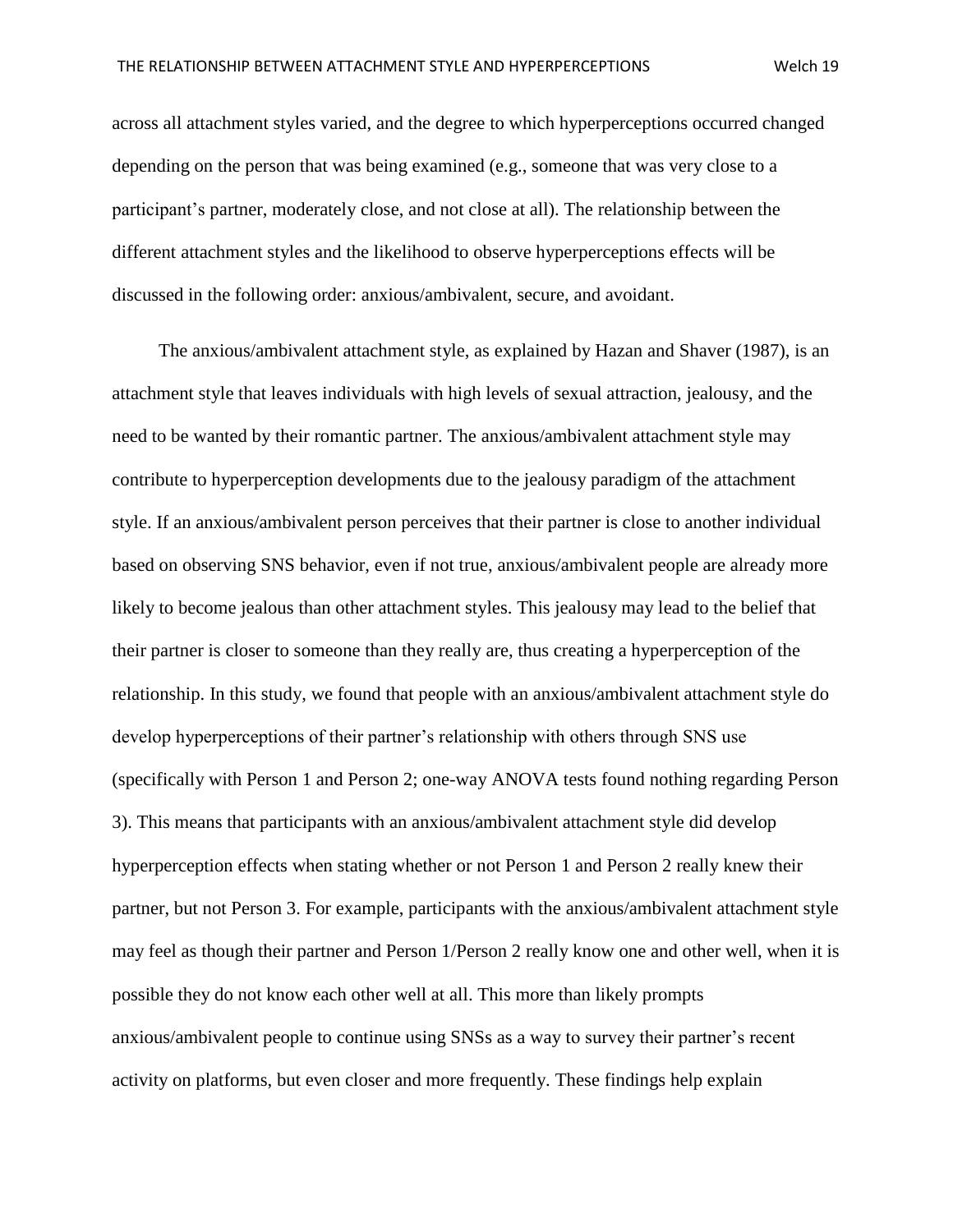across all attachment styles varied, and the degree to which hyperperceptions occurred changed depending on the person that was being examined (e.g., someone that was very close to a participant's partner, moderately close, and not close at all). The relationship between the different attachment styles and the likelihood to observe hyperperceptions effects will be discussed in the following order: anxious/ambivalent, secure, and avoidant.

The anxious/ambivalent attachment style, as explained by Hazan and Shaver (1987), is an attachment style that leaves individuals with high levels of sexual attraction, jealousy, and the need to be wanted by their romantic partner. The anxious/ambivalent attachment style may contribute to hyperperception developments due to the jealousy paradigm of the attachment style. If an anxious/ambivalent person perceives that their partner is close to another individual based on observing SNS behavior, even if not true, anxious/ambivalent people are already more likely to become jealous than other attachment styles. This jealousy may lead to the belief that their partner is closer to someone than they really are, thus creating a hyperperception of the relationship. In this study, we found that people with an anxious/ambivalent attachment style do develop hyperperceptions of their partner's relationship with others through SNS use (specifically with Person 1 and Person 2; one-way ANOVA tests found nothing regarding Person 3). This means that participants with an anxious/ambivalent attachment style did develop hyperperception effects when stating whether or not Person 1 and Person 2 really knew their partner, but not Person 3. For example, participants with the anxious/ambivalent attachment style may feel as though their partner and Person 1/Person 2 really know one and other well, when it is possible they do not know each other well at all. This more than likely prompts anxious/ambivalent people to continue using SNSs as a way to survey their partner's recent activity on platforms, but even closer and more frequently. These findings help explain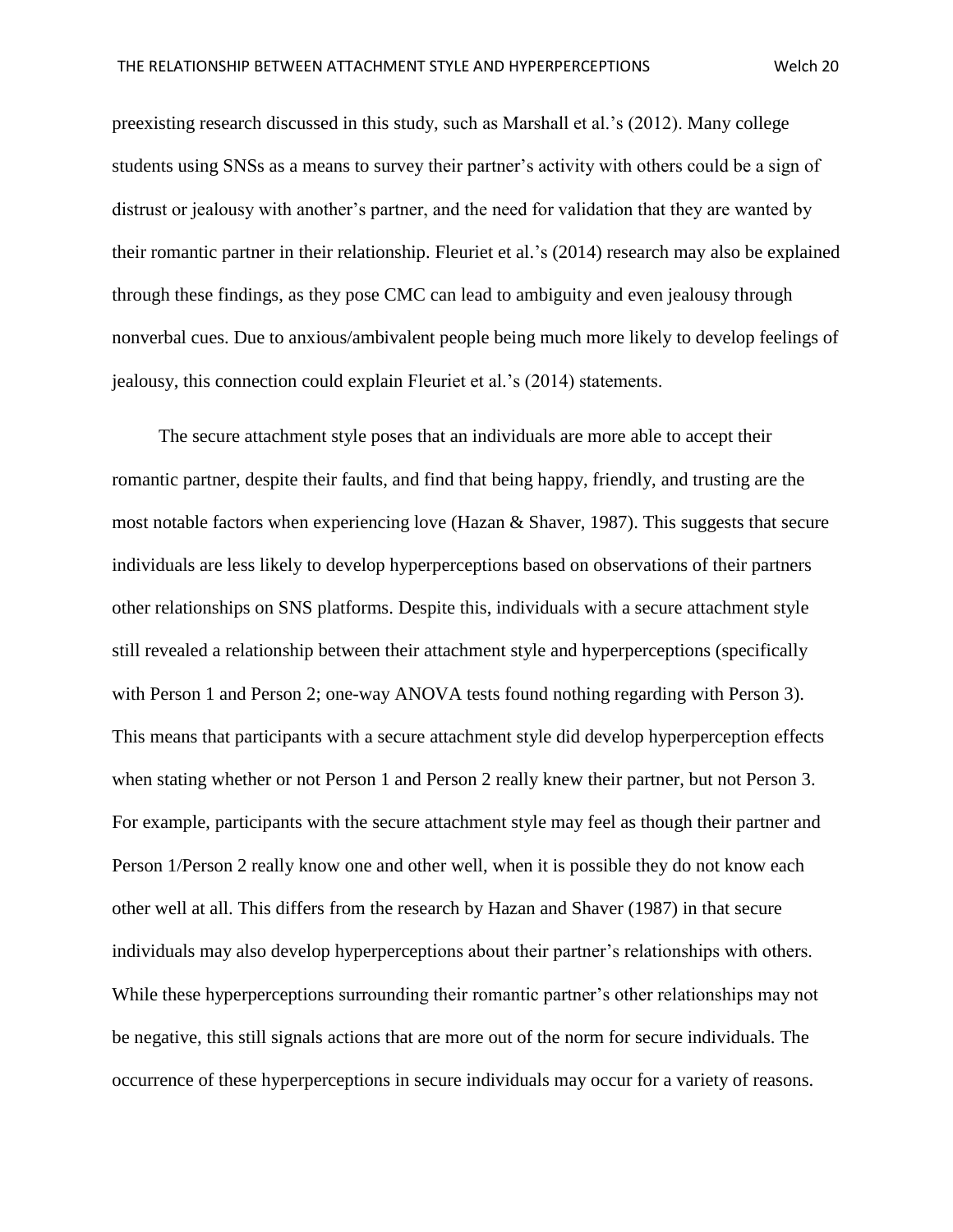preexisting research discussed in this study, such as Marshall et al.'s (2012). Many college students using SNSs as a means to survey their partner's activity with others could be a sign of distrust or jealousy with another's partner, and the need for validation that they are wanted by their romantic partner in their relationship. Fleuriet et al.'s (2014) research may also be explained through these findings, as they pose CMC can lead to ambiguity and even jealousy through nonverbal cues. Due to anxious/ambivalent people being much more likely to develop feelings of jealousy, this connection could explain Fleuriet et al.'s (2014) statements.

The secure attachment style poses that an individuals are more able to accept their romantic partner, despite their faults, and find that being happy, friendly, and trusting are the most notable factors when experiencing love (Hazan & Shaver, 1987). This suggests that secure individuals are less likely to develop hyperperceptions based on observations of their partners other relationships on SNS platforms. Despite this, individuals with a secure attachment style still revealed a relationship between their attachment style and hyperperceptions (specifically with Person 1 and Person 2; one-way ANOVA tests found nothing regarding with Person 3). This means that participants with a secure attachment style did develop hyperperception effects when stating whether or not Person 1 and Person 2 really knew their partner, but not Person 3. For example, participants with the secure attachment style may feel as though their partner and Person 1/Person 2 really know one and other well, when it is possible they do not know each other well at all. This differs from the research by Hazan and Shaver (1987) in that secure individuals may also develop hyperperceptions about their partner's relationships with others. While these hyperperceptions surrounding their romantic partner's other relationships may not be negative, this still signals actions that are more out of the norm for secure individuals. The occurrence of these hyperperceptions in secure individuals may occur for a variety of reasons.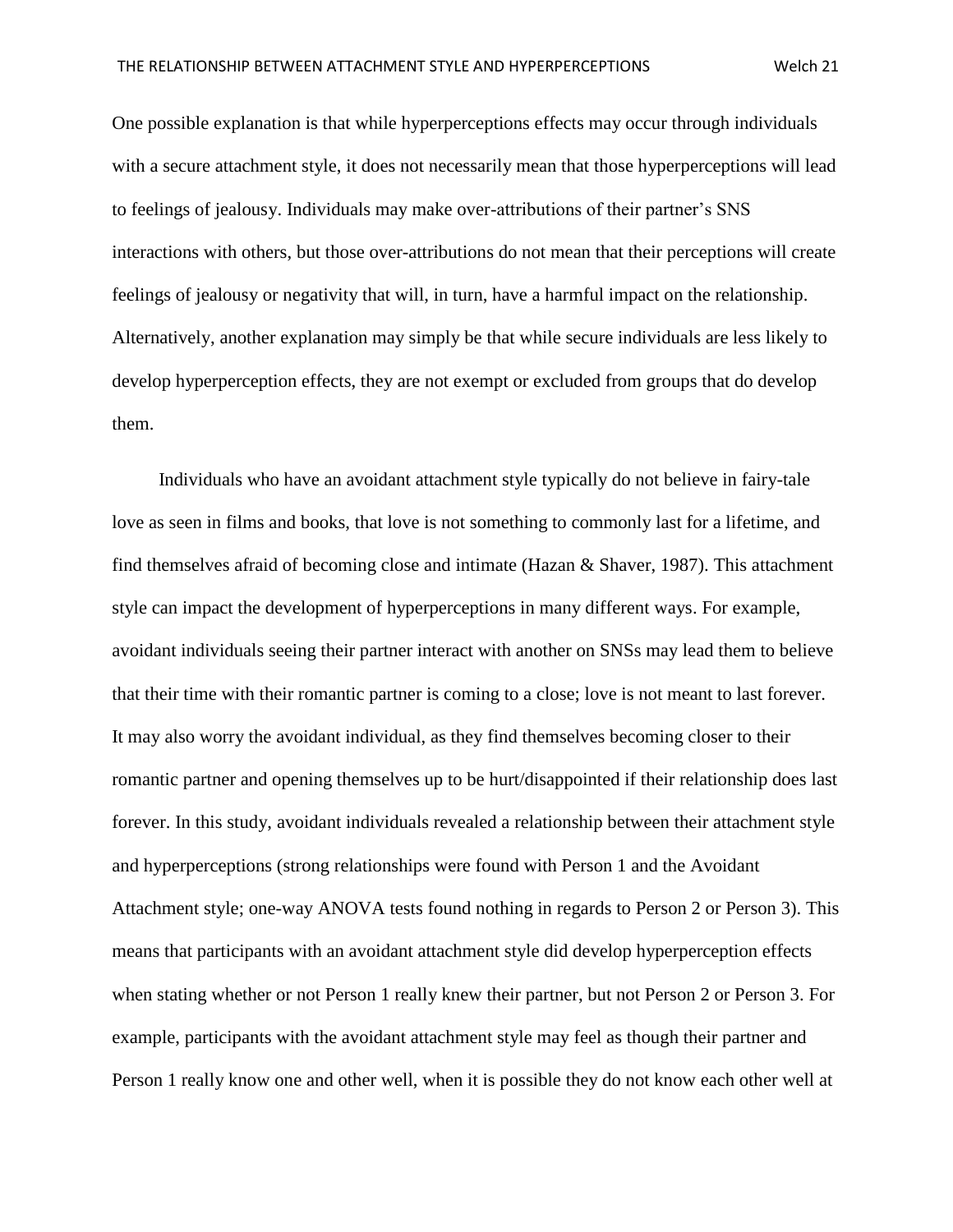One possible explanation is that while hyperperceptions effects may occur through individuals with a secure attachment style, it does not necessarily mean that those hyperperceptions will lead to feelings of jealousy. Individuals may make over-attributions of their partner's SNS interactions with others, but those over-attributions do not mean that their perceptions will create feelings of jealousy or negativity that will, in turn, have a harmful impact on the relationship. Alternatively, another explanation may simply be that while secure individuals are less likely to develop hyperperception effects, they are not exempt or excluded from groups that do develop them.

Individuals who have an avoidant attachment style typically do not believe in fairy-tale love as seen in films and books, that love is not something to commonly last for a lifetime, and find themselves afraid of becoming close and intimate (Hazan & Shaver, 1987). This attachment style can impact the development of hyperperceptions in many different ways. For example, avoidant individuals seeing their partner interact with another on SNSs may lead them to believe that their time with their romantic partner is coming to a close; love is not meant to last forever. It may also worry the avoidant individual, as they find themselves becoming closer to their romantic partner and opening themselves up to be hurt/disappointed if their relationship does last forever. In this study, avoidant individuals revealed a relationship between their attachment style and hyperperceptions (strong relationships were found with Person 1 and the Avoidant Attachment style; one-way ANOVA tests found nothing in regards to Person 2 or Person 3). This means that participants with an avoidant attachment style did develop hyperperception effects when stating whether or not Person 1 really knew their partner, but not Person 2 or Person 3. For example, participants with the avoidant attachment style may feel as though their partner and Person 1 really know one and other well, when it is possible they do not know each other well at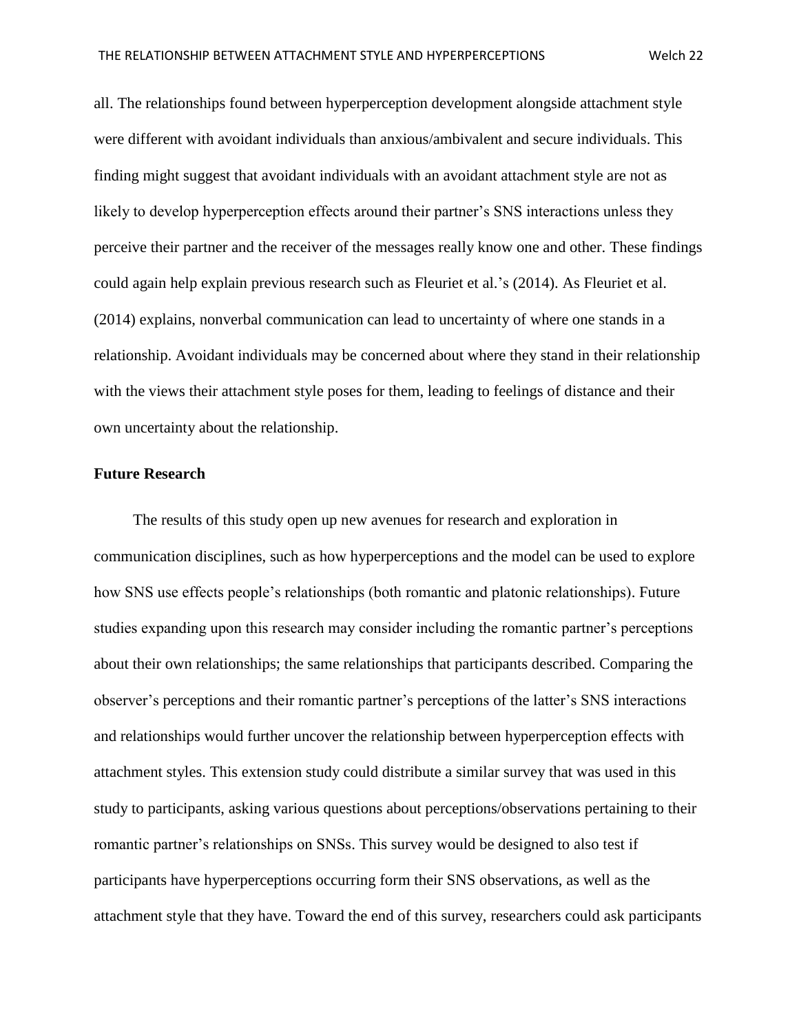all. The relationships found between hyperperception development alongside attachment style were different with avoidant individuals than anxious/ambivalent and secure individuals. This finding might suggest that avoidant individuals with an avoidant attachment style are not as likely to develop hyperperception effects around their partner's SNS interactions unless they perceive their partner and the receiver of the messages really know one and other. These findings could again help explain previous research such as Fleuriet et al.'s (2014). As Fleuriet et al. (2014) explains, nonverbal communication can lead to uncertainty of where one stands in a relationship. Avoidant individuals may be concerned about where they stand in their relationship with the views their attachment style poses for them, leading to feelings of distance and their own uncertainty about the relationship.

**Future Research**

The results of this study open up new avenues for research and exploration in communication disciplines, such as how hyperperceptions and the model can be used to explore how SNS use effects people's relationships (both romantic and platonic relationships). Future studies expanding upon this research may consider including the romantic partner's perceptions about their own relationships; the same relationships that participants described. Comparing the observer's perceptions and their romantic partner's perceptions of the latter's SNS interactions and relationships would further uncover the relationship between hyperperception effects with attachment styles. This extension study could distribute a similar survey that was used in this study to participants, asking various questions about perceptions/observations pertaining to their romantic partner's relationships on SNSs. This survey would be designed to also test if participants have hyperperceptions occurring form their SNS observations, as well as the attachment style that they have. Toward the end of this survey, researchers could ask participants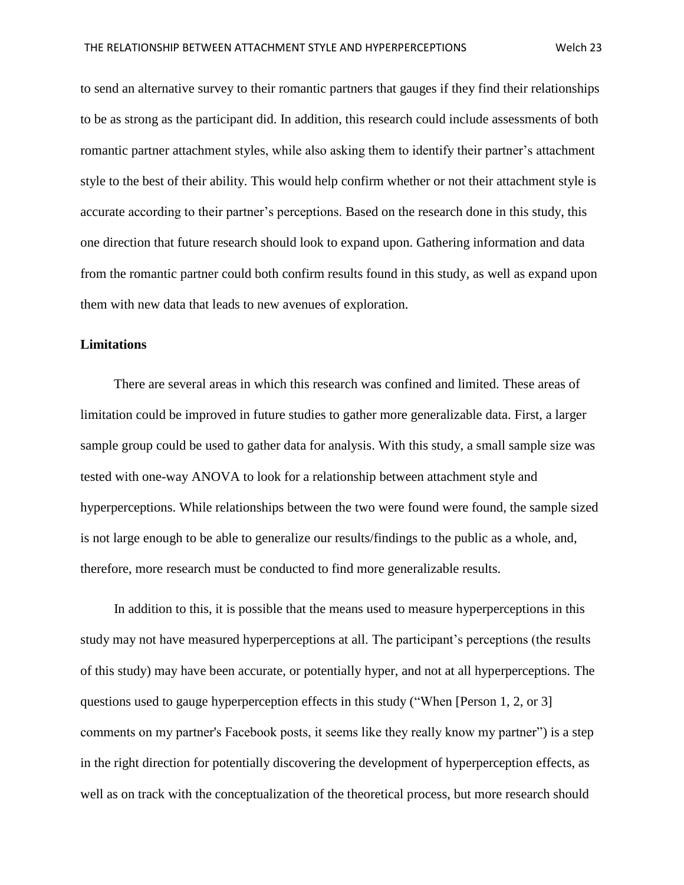to send an alternative survey to their romantic partners that gauges if they find their relationships to be as strong as the participant did. In addition, this research could include assessments of both romantic partner attachment styles, while also asking them to identify their partner's attachment style to the best of their ability. This would help confirm whether or not their attachment style is accurate according to their partner's perceptions. Based on the research done in this study, this one direction that future research should look to expand upon. Gathering information and data from the romantic partner could both confirm results found in this study, as well as expand upon them with new data that leads to new avenues of exploration.

**Limitations**

There are several areas in which this research was confined and limited. These areas of limitation could be improved in future studies to gather more generalizable data. First, a larger sample group could be used to gather data for analysis. With this study, a small sample size was tested with one-way ANOVA to look for a relationship between attachment style and hyperperceptions. While relationships between the two were found were found, the sample sized is not large enough to be able to generalize our results/findings to the public as a whole, and, therefore, more research must be conducted to find more generalizable results.

In addition to this, it is possible that the means used to measure hyperperceptions in this study may not have measured hyperperceptions at all. The participant's perceptions (the results of this study) may have been accurate, or potentially hyper, and not at all hyperperceptions. The questions used to gauge hyperperception effects in this study ("When [Person 1, 2, or 3] comments on my partner's Facebook posts, it seems like they really know my partner") is a step in the right direction for potentially discovering the development of hyperperception effects, as well as on track with the conceptualization of the theoretical process, but more research should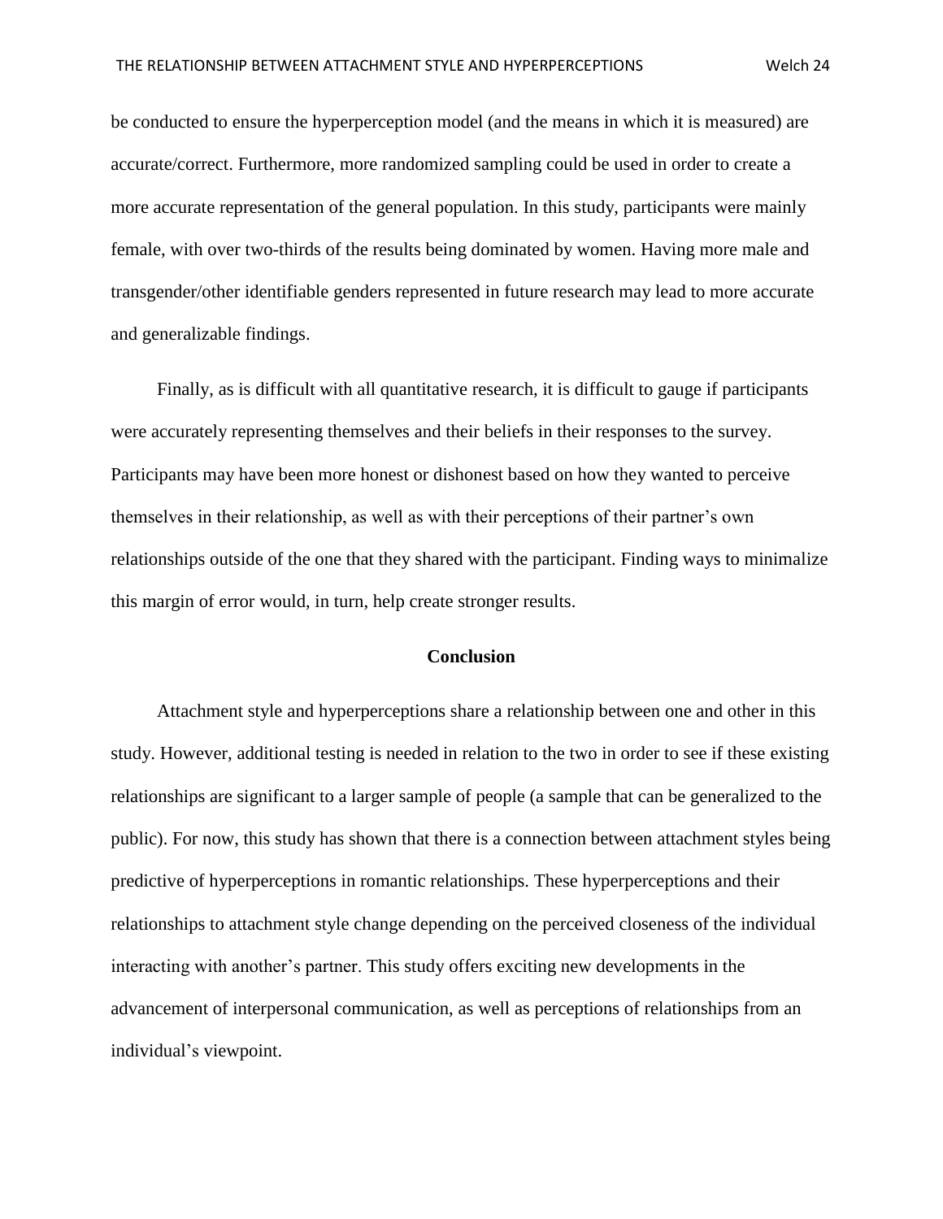be conducted to ensure the hyperperception model (and the means in which it is measured) are accurate/correct. Furthermore, more randomized sampling could be used in order to create a more accurate representation of the general population. In this study, participants were mainly female, with over two-thirds of the results being dominated by women. Having more male and transgender/other identifiable genders represented in future research may lead to more accurate and generalizable findings.

Finally, as is difficult with all quantitative research, it is difficult to gauge if participants were accurately representing themselves and their beliefs in their responses to the survey. Participants may have been more honest or dishonest based on how they wanted to perceive themselves in their relationship, as well as with their perceptions of their partner's own relationships outside of the one that they shared with the participant. Finding ways to minimalize this margin of error would, in turn, help create stronger results.

## Conclusion

Attachment style and hyperperceptions share a relationship between one and other in this study. However, additional testing is needed in relation to the two in order to see if these existing relationships are significant to a larger sample of people (a sample that can be generalized to the public). For now, this study has shown that there is a connection between attachment styles being predictive of hyperperceptions in romantic relationships. These hyperperceptions and their relationships to attachment style change depending on the perceived closeness of the individual interacting with another's partner. This study offers exciting new developments in the advancement of interpersonal communication, as well as perceptions of relationships from an individual's viewpoint.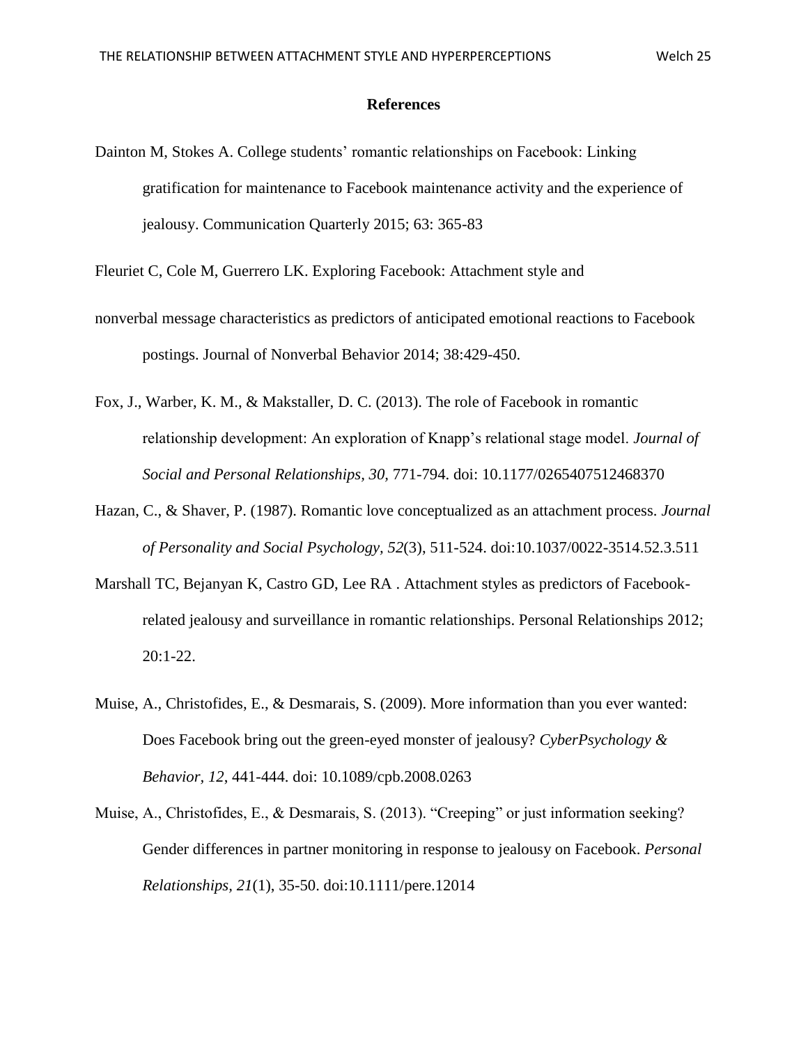## References

Dainton M, Stokes A. College students' romantic relationships on Facebook: Linking gratification for maintenance to Facebook maintenance activity and the experience of jealousy. Communication Quarterly 2015; 63: 365-83

Fleuriet C, Cole M, Guerrero LK. Exploring Facebook: Attachment style and

nonverbal message characteristics as predictors of anticipated emotional reactions to Facebook postings. Journal of Nonverbal Behavior 2014; 38:429-450.

Fox, J., Warber, K. M., & Makstaller, D. C. (2013). The role of Facebook in romantic relationship development: An exploration of Knapp's relational stage model. *Journal of Social and Personal Relationships, 30,* 771-794. doi: 10.1177/0265407512468370

Hazan, C., & Shaver, P. (1987). Romantic love conceptualized as an attachment process. *Journal of Personality and Social Psychology, 52*(3), 511-524. doi:10.1037/0022-3514.52.3.511

Marshall TC, Bejanyan K, Castro GD, Lee RA . Attachment styles as predictors of Facebook-related jealousy and surveillance in romantic relationships. Personal Relationships 2012; 20:1-22.

Muise, A., Christofides, E., & Desmarais, S. (2009). More information than you ever wanted: Does Facebook bring out the green-eyed monster of jealousy? *CyberPsychology & Behavior, 12*, 441-444. doi: 10.1089/cpb.2008.0263

Muise, A., Christofides, E., & Desmarais, S. (2013). "Creeping" or just information seeking? Gender differences in partner monitoring in response to jealousy on Facebook. *Personal Relationships, 21*(1), 35-50. doi:10.1111/pere.12014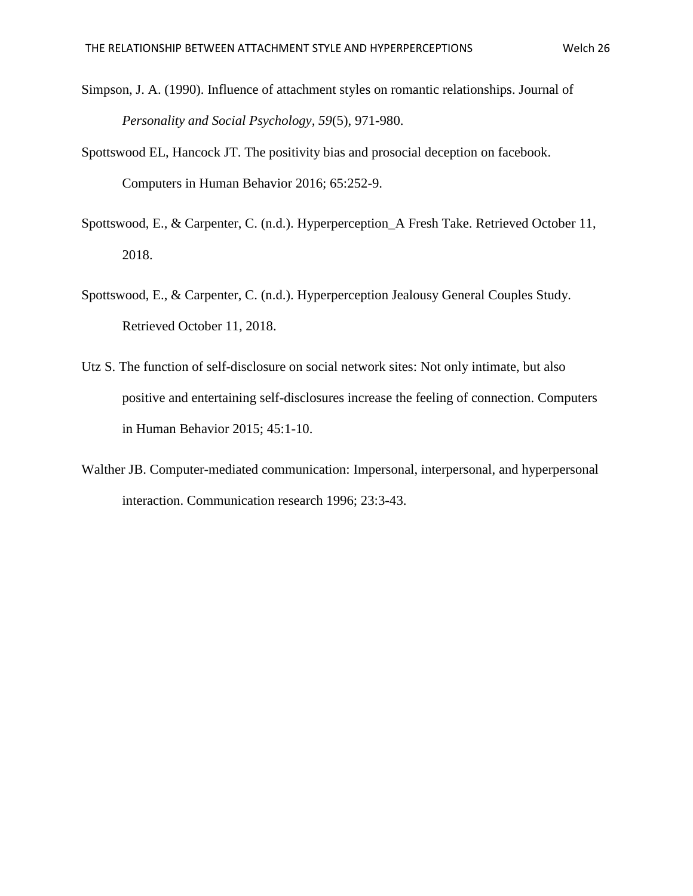Simpson, J. A. (1990). Influence of attachment styles on romantic relationships. Journal of *Personality and Social Psychology, 59*(5), 971-980.

Spottswood EL, Hancock JT. The positivity bias and prosocial deception on facebook. Computers in Human Behavior 2016; 65:252-9.

Spottswood, E., & Carpenter, C. (n.d.). Hyperperception_A Fresh Take. Retrieved October 11, 2018.

Spottswood, E., & Carpenter, C. (n.d.). Hyperperception Jealousy General Couples Study. Retrieved October 11, 2018.

Utz S. The function of self-disclosure on social network sites: Not only intimate, but also positive and entertaining self-disclosures increase the feeling of connection. Computers in Human Behavior 2015; 45:1-10.

Walther JB. Computer-mediated communication: Impersonal, interpersonal, and hyperpersonal interaction. Communication research 1996; 23:3-43.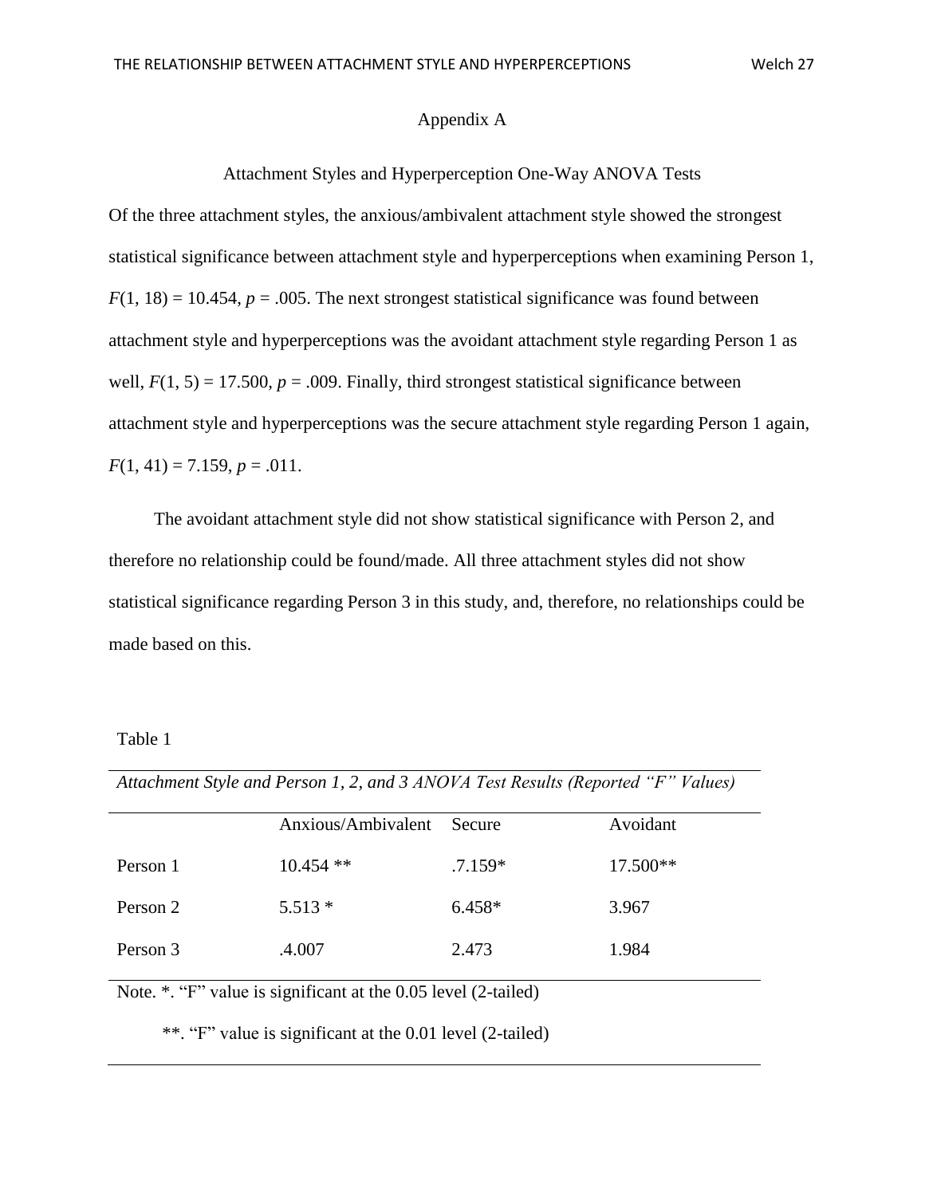# Appendix A

## Attachment Styles and Hyperperception One-Way ANOVA Tests

Of the three attachment styles, the anxious/ambivalent attachment style showed the strongest statistical significance between attachment style and hyperperceptions when examining Person 1, $F(1, 18) = 10.454$, $p = .005$. The next strongest statistical significance was found between attachment style and hyperperceptions was the avoidant attachment style regarding Person 1 as well, $F(1, 5) = 17.500$, $p = .009$. Finally, third strongest statistical significance between attachment style and hyperperceptions was the secure attachment style regarding Person 1 again, $F(1, 41) = 7.159$, $p = .011$.

The avoidant attachment style did not show statistical significance with Person 2, and therefore no relationship could be found/made. All three attachment styles did not show statistical significance regarding Person 3 in this study, and, therefore, no relationships could be made based on this.

Table 1

*Attachment Style and Person 1, 2, and 3 ANOVA Test Results (Reported "F" Values)*

| | Anxious/Ambivalent | Secure | Avoidant |
|---|---|---|---|
| Person 1 | 10.454 ** | .7.159* | 17.500** |
| Person 2 | 5.513 * | 6.458* | 3.967 |
| Person 3 | .4.007 | 2.473 | 1.984 |

Note. *. "F" value is significant at the 0.05 level (2-tailed)

**. "F" value is significant at the 0.01 level (2-tailed)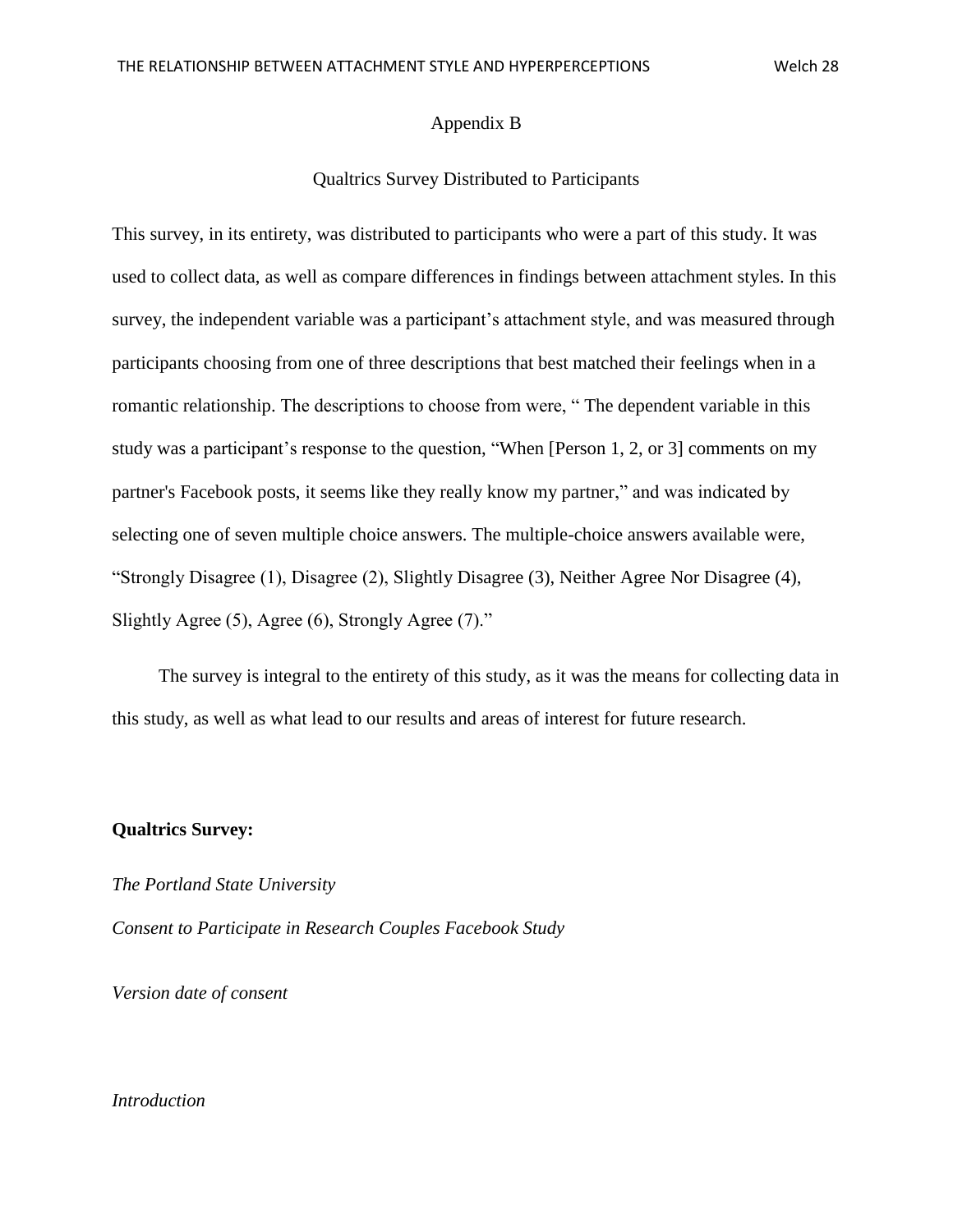## Appendix B

### Qualtrics Survey Distributed to Participants

This survey, in its entirety, was distributed to participants who were a part of this study. It was used to collect data, as well as compare differences in findings between attachment styles. In this survey, the independent variable was a participant's attachment style, and was measured through participants choosing from one of three descriptions that best matched their feelings when in a romantic relationship. The descriptions to choose from were, " The dependent variable in this study was a participant's response to the question, "When [Person 1, 2, or 3] comments on my partner's Facebook posts, it seems like they really know my partner," and was indicated by selecting one of seven multiple choice answers. The multiple-choice answers available were, "Strongly Disagree (1), Disagree (2), Slightly Disagree (3), Neither Agree Nor Disagree (4), Slightly Agree (5), Agree (6), Strongly Agree (7)."

The survey is integral to the entirety of this study, as it was the means for collecting data in this study, as well as what lead to our results and areas of interest for future research.

**Qualtrics Survey:**

*The Portland State University*

*Consent to Participate in Research Couples Facebook Study*

*Version date of consent*

*Introduction*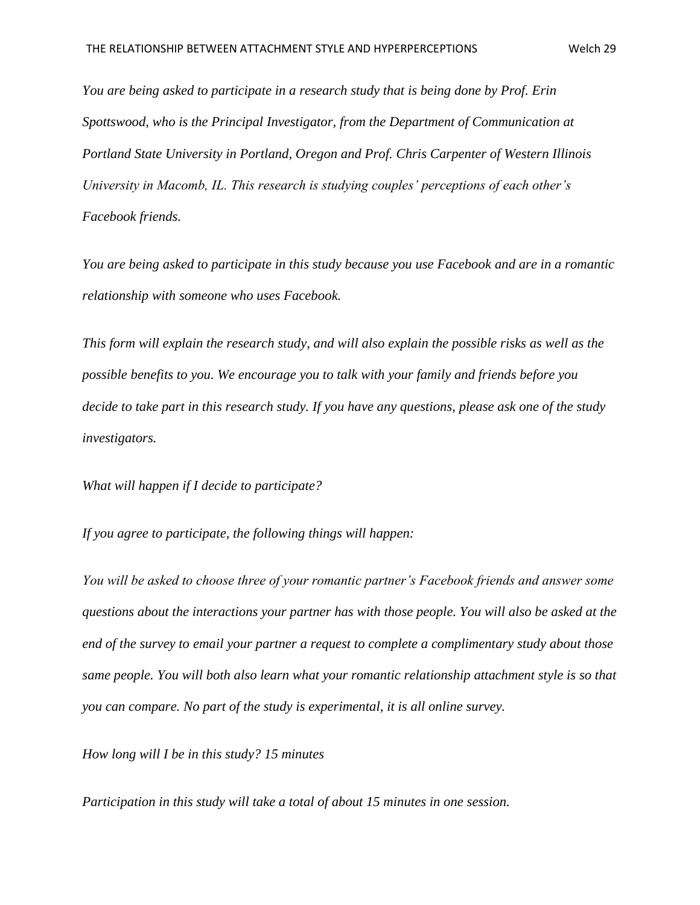*You are being asked to participate in a research study that is being done by Prof. Erin Spottswood, who is the Principal Investigator, from the Department of Communication at Portland State University in Portland, Oregon and Prof. Chris Carpenter of Western Illinois University in Macomb, IL. This research is studying couples' perceptions of each other's Facebook friends.*

*You are being asked to participate in this study because you use Facebook and are in a romantic relationship with someone who uses Facebook.*

*This form will explain the research study, and will also explain the possible risks as well as the possible benefits to you. We encourage you to talk with your family and friends before you decide to take part in this research study. If you have any questions, please ask one of the study investigators.*

*What will happen if I decide to participate?*

*If you agree to participate, the following things will happen:*

*You will be asked to choose three of your romantic partner's Facebook friends and answer some questions about the interactions your partner has with those people. You will also be asked at the end of the survey to email your partner a request to complete a complimentary study about those same people. You will both also learn what your romantic relationship attachment style is so that you can compare. No part of the study is experimental, it is all online survey.*

*How long will I be in this study? 15 minutes*

*Participation in this study will take a total of about 15 minutes in one session.*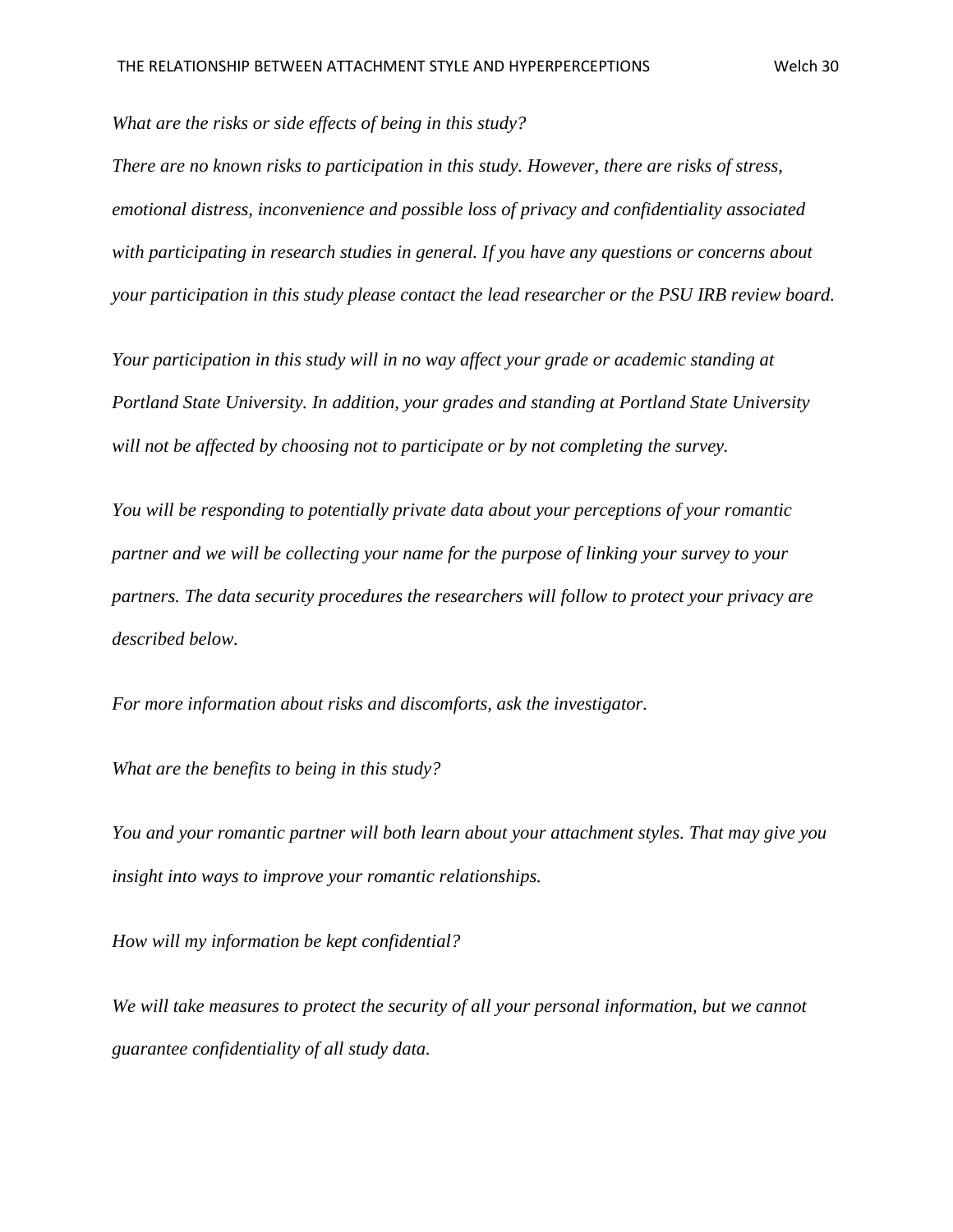*What are the risks or side effects of being in this study?*

*There are no known risks to participation in this study. However, there are risks of stress, emotional distress, inconvenience and possible loss of privacy and confidentiality associated with participating in research studies in general. If you have any questions or concerns about your participation in this study please contact the lead researcher or the PSU IRB review board.*

*Your participation in this study will in no way affect your grade or academic standing at Portland State University. In addition, your grades and standing at Portland State University will not be affected by choosing not to participate or by not completing the survey.*

*You will be responding to potentially private data about your perceptions of your romantic partner and we will be collecting your name for the purpose of linking your survey to your partners. The data security procedures the researchers will follow to protect your privacy are described below.*

*For more information about risks and discomforts, ask the investigator.*

*What are the benefits to being in this study?*

*You and your romantic partner will both learn about your attachment styles. That may give you insight into ways to improve your romantic relationships.*

*How will my information be kept confidential?*

*We will take measures to protect the security of all your personal information, but we cannot guarantee confidentiality of all study data.*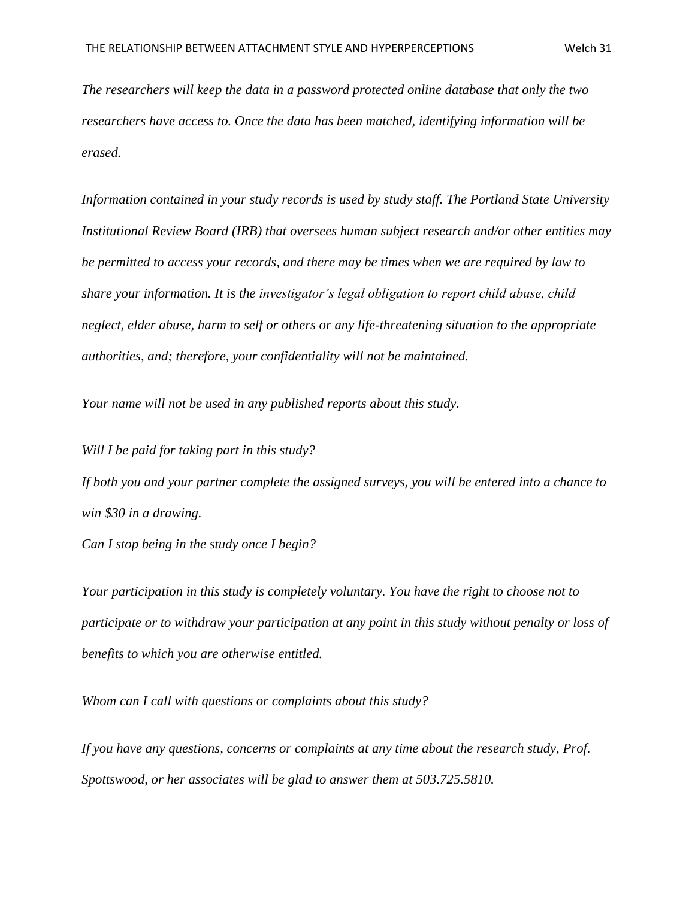*The researchers will keep the data in a password protected online database that only the two researchers have access to. Once the data has been matched, identifying information will be erased.*

*Information contained in your study records is used by study staff. The Portland State University Institutional Review Board (IRB) that oversees human subject research and/or other entities may be permitted to access your records, and there may be times when we are required by law to share your information. It is the investigator's legal obligation to report child abuse, child neglect, elder abuse, harm to self or others or any life-threatening situation to the appropriate authorities, and; therefore, your confidentiality will not be maintained.*

*Your name will not be used in any published reports about this study.*

*Will I be paid for taking part in this study?*

*If both you and your partner complete the assigned surveys, you will be entered into a chance to win $30 in a drawing.*

*Can I stop being in the study once I begin?*

*Your participation in this study is completely voluntary. You have the right to choose not to participate or to withdraw your participation at any point in this study without penalty or loss of benefits to which you are otherwise entitled.*

*Whom can I call with questions or complaints about this study?*

*If you have any questions, concerns or complaints at any time about the research study, Prof. Spottswood, or her associates will be glad to answer them at 503.725.5810.*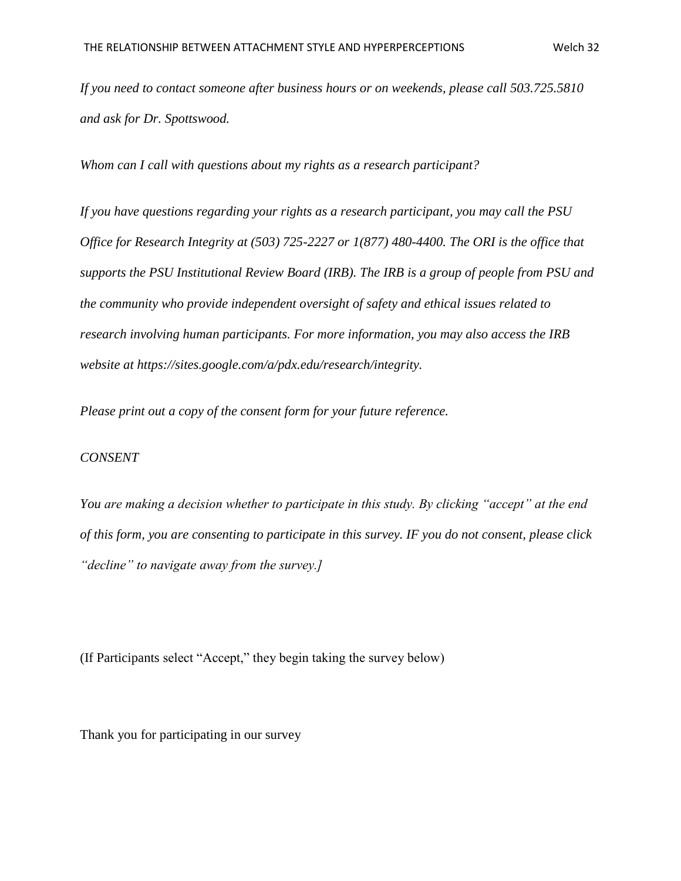*If you need to contact someone after business hours or on weekends, please call 503.725.5810 and ask for Dr. Spottswood.*

*Whom can I call with questions about my rights as a research participant?*

*If you have questions regarding your rights as a research participant, you may call the PSU Office for Research Integrity at (503) 725-2227 or 1(877) 480-4400. The ORI is the office that supports the PSU Institutional Review Board (IRB). The IRB is a group of people from PSU and the community who provide independent oversight of safety and ethical issues related to research involving human participants. For more information, you may also access the IRB website at https://sites.google.com/a/pdx.edu/research/integrity.*

*Please print out a copy of the consent form for your future reference.*

*CONSENT*

*You are making a decision whether to participate in this study. By clicking "accept" at the end of this form, you are consenting to participate in this survey. IF you do not consent, please click "decline" to navigate away from the survey.]*

(If Participants select "Accept," they begin taking the survey below)

Thank you for participating in our survey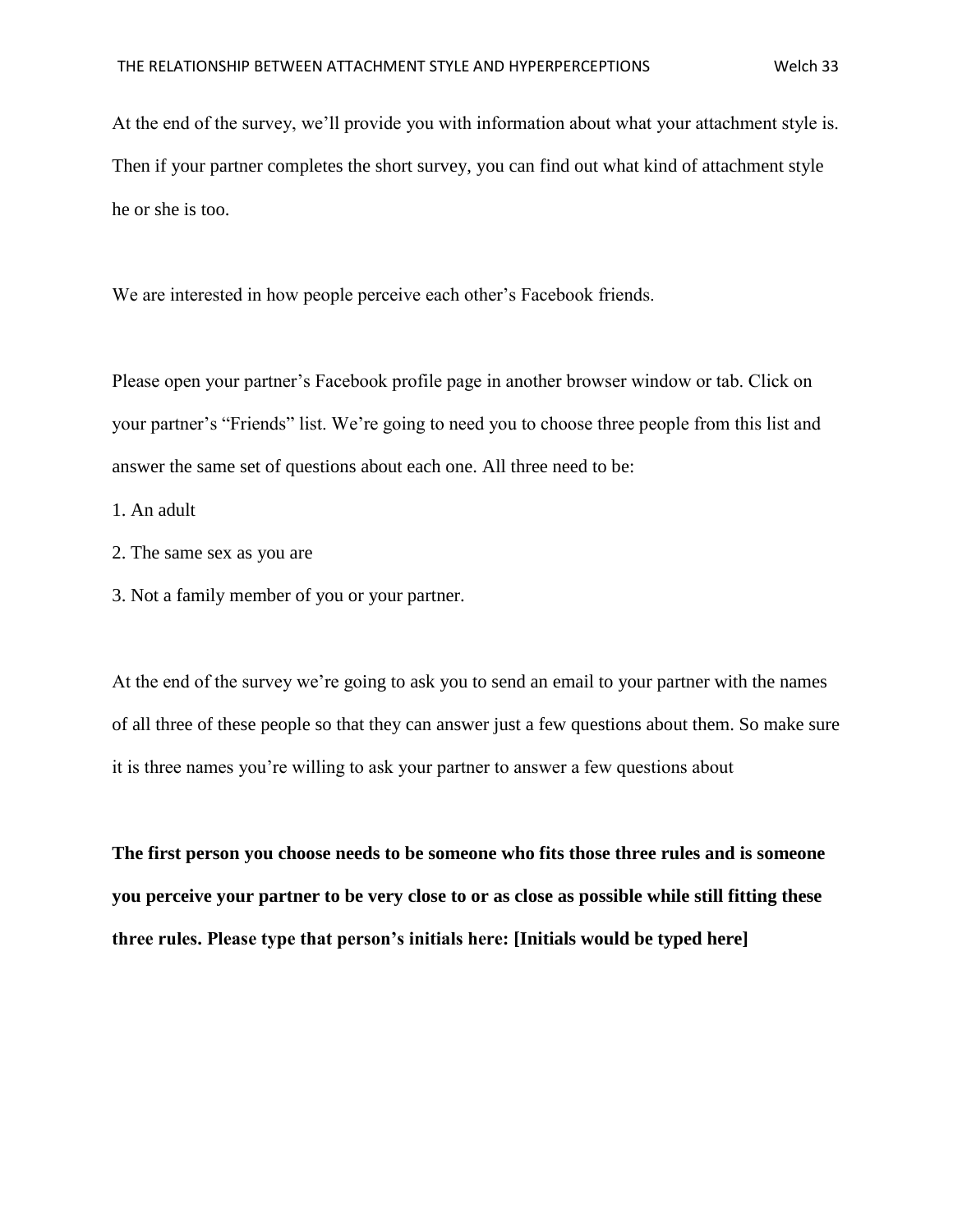At the end of the survey, we'll provide you with information about what your attachment style is. Then if your partner completes the short survey, you can find out what kind of attachment style he or she is too.

We are interested in how people perceive each other's Facebook friends.

Please open your partner's Facebook profile page in another browser window or tab. Click on your partner's "Friends" list. We're going to need you to choose three people from this list and answer the same set of questions about each one. All three need to be:

1. An adult
2. The same sex as you are
3. Not a family member of you or your partner.

At the end of the survey we're going to ask you to send an email to your partner with the names of all three of these people so that they can answer just a few questions about them. So make sure it is three names you're willing to ask your partner to answer a few questions about

**The first person you choose needs to be someone who fits those three rules and is someone you perceive your partner to be very close to or as close as possible while still fitting these three rules. Please type that person's initials here: [Initials would be typed here]**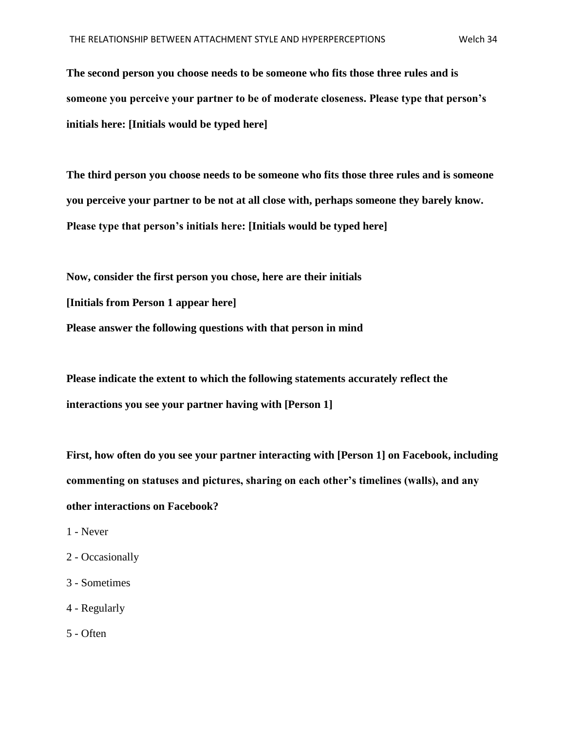**The second person you choose needs to be someone who fits those three rules and is someone you perceive your partner to be of moderate closeness. Please type that person's initials here: [Initials would be typed here]**

**The third person you choose needs to be someone who fits those three rules and is someone you perceive your partner to be not at all close with, perhaps someone they barely know. Please type that person's initials here: [Initials would be typed here]**

**Now, consider the first person you chose, here are their initials**

**[Initials from Person 1 appear here]**

**Please answer the following questions with that person in mind**

**Please indicate the extent to which the following statements accurately reflect the interactions you see your partner having with [Person 1]**

**First, how often do you see your partner interacting with [Person 1] on Facebook, including commenting on statuses and pictures, sharing on each other's timelines (walls), and any other interactions on Facebook?**

1 - Never

2 - Occasionally

3 - Sometimes

4 - Regularly

5 - Often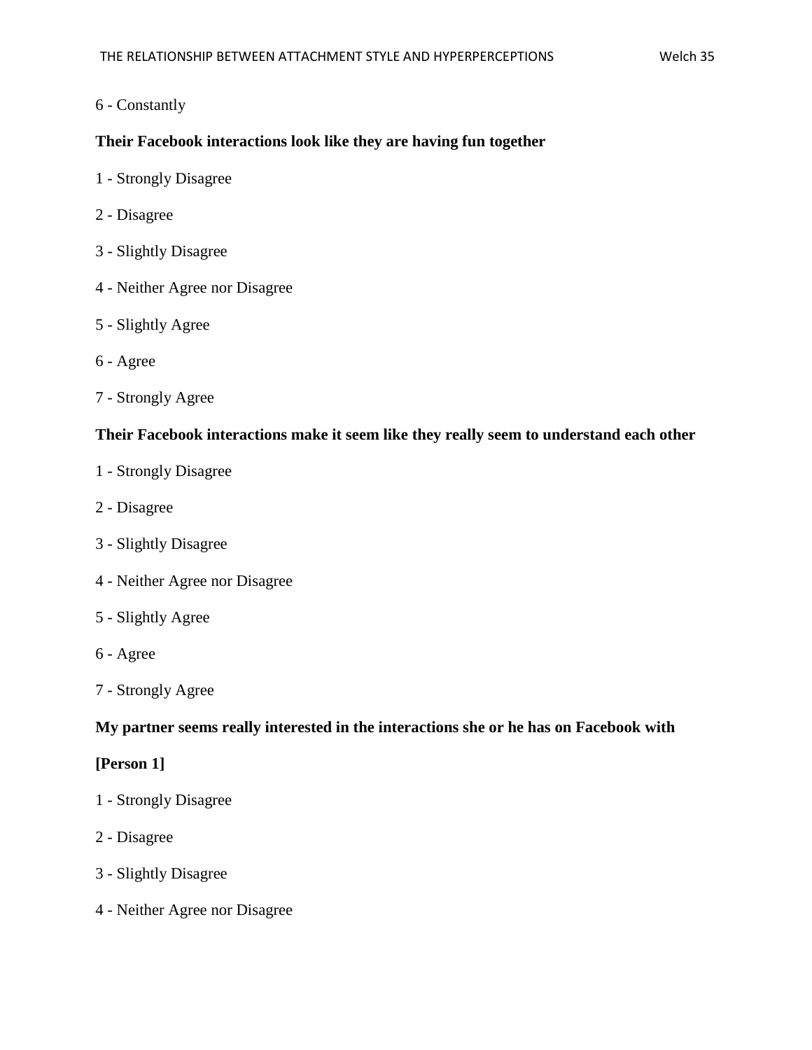6 - Constantly

**Their Facebook interactions look like they are having fun together**

1 - Strongly Disagree

2 - Disagree

3 - Slightly Disagree

4 - Neither Agree nor Disagree

5 - Slightly Agree

6 - Agree

7 - Strongly Agree

**Their Facebook interactions make it seem like they really seem to understand each other**

1 - Strongly Disagree

2 - Disagree

3 - Slightly Disagree

4 - Neither Agree nor Disagree

5 - Slightly Agree

6 - Agree

7 - Strongly Agree

**My partner seems really interested in the interactions she or he has on Facebook with [Person 1]**

1 - Strongly Disagree

2 - Disagree

3 - Slightly Disagree

4 - Neither Agree nor Disagree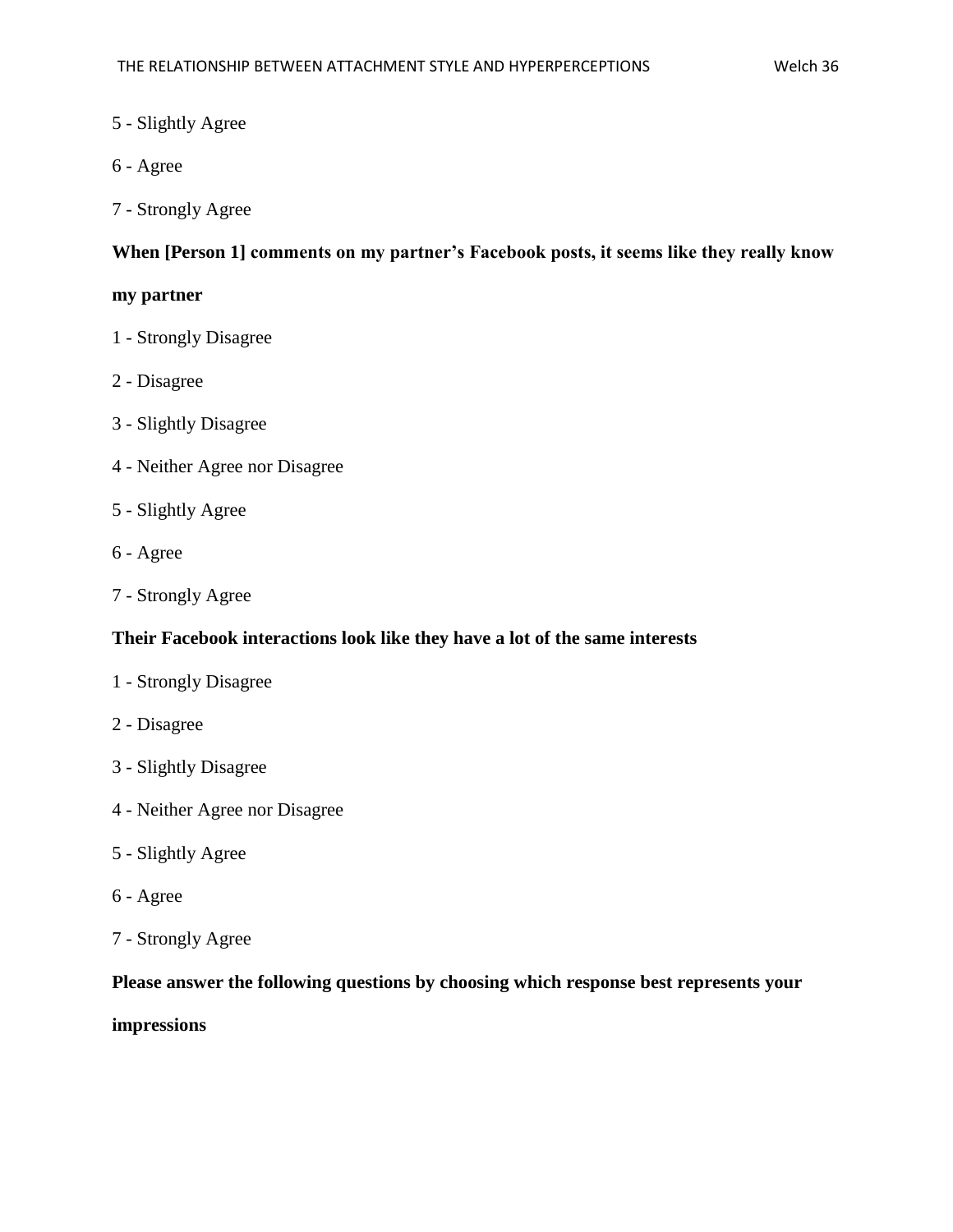5 - Slightly Agree

6 - Agree

7 - Strongly Agree

**When [Person 1] comments on my partner's Facebook posts, it seems like they really know my partner**

1 - Strongly Disagree

2 - Disagree

3 - Slightly Disagree

4 - Neither Agree nor Disagree

5 - Slightly Agree

6 - Agree

7 - Strongly Agree

**Their Facebook interactions look like they have a lot of the same interests**

1 - Strongly Disagree

2 - Disagree

3 - Slightly Disagree

4 - Neither Agree nor Disagree

5 - Slightly Agree

6 - Agree

7 - Strongly Agree

**Please answer the following questions by choosing which response best represents your impressions**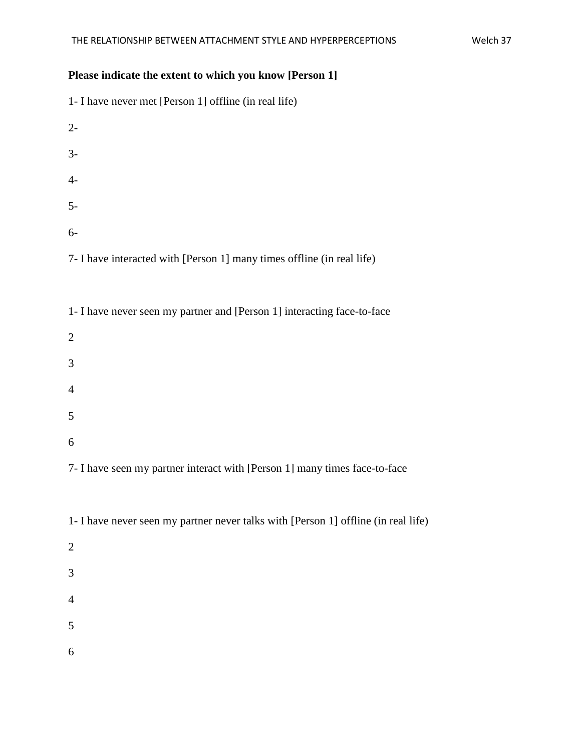**Please indicate the extent to which you know [Person 1]**

1- I have never met [Person 1] offline (in real life)

2-

3-

4-

5-

6-

7- I have interacted with [Person 1] many times offline (in real life)

1- I have never seen my partner and [Person 1] interacting face-to-face

2

3

4

5

6

7- I have seen my partner interact with [Person 1] many times face-to-face

1- I have never seen my partner never talks with [Person 1] offline (in real life)

2

3

4

5

6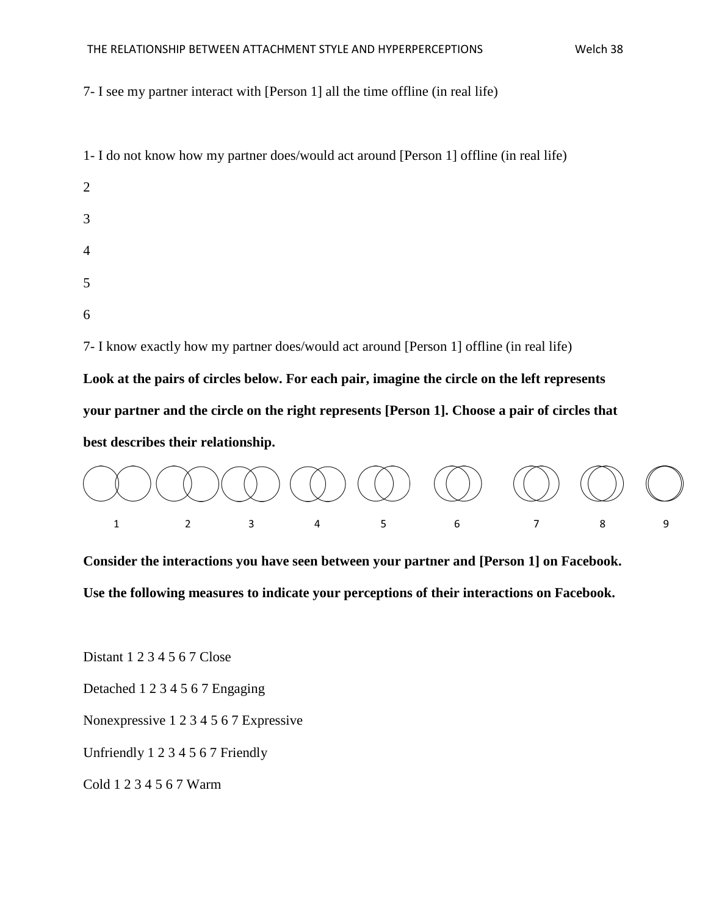7- I see my partner interact with [Person 1] all the time offline (in real life)

1- I do not know how my partner does/would act around [Person 1] offline (in real life)

2

3

4

5

6

7- I know exactly how my partner does/would act around [Person 1] offline (in real life)

**Look at the pairs of circles below. For each pair, imagine the circle on the left represents your partner and the circle on the right represents [Person 1]. Choose a pair of circles that best describes their relationship.**

1 2 3 4 5 6 7 8 9

**Consider the interactions you have seen between your partner and [Person 1] on Facebook. Use the following measures to indicate your perceptions of their interactions on Facebook.**

Distant 1 2 3 4 5 6 7 Close

Detached 1 2 3 4 5 6 7 Engaging

Nonexpressive 1 2 3 4 5 6 7 Expressive

Unfriendly 1 2 3 4 5 6 7 Friendly

Cold 1 2 3 4 5 6 7 Warm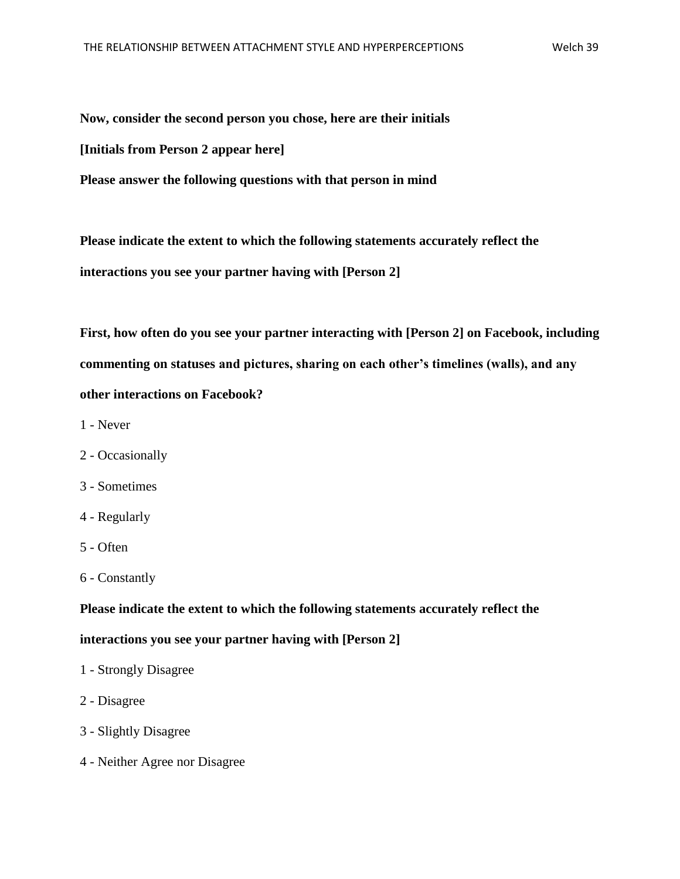**Now, consider the second person you chose, here are their initials**

**[Initials from Person 2 appear here]**

**Please answer the following questions with that person in mind**

**Please indicate the extent to which the following statements accurately reflect the interactions you see your partner having with [Person 2]**

**First, how often do you see your partner interacting with [Person 2] on Facebook, including commenting on statuses and pictures, sharing on each other's timelines (walls), and any other interactions on Facebook?**

1 - Never

2 - Occasionally

3 - Sometimes

4 - Regularly

5 - Often

6 - Constantly

**Please indicate the extent to which the following statements accurately reflect the interactions you see your partner having with [Person 2]**

1 - Strongly Disagree

2 - Disagree

3 - Slightly Disagree

4 - Neither Agree nor Disagree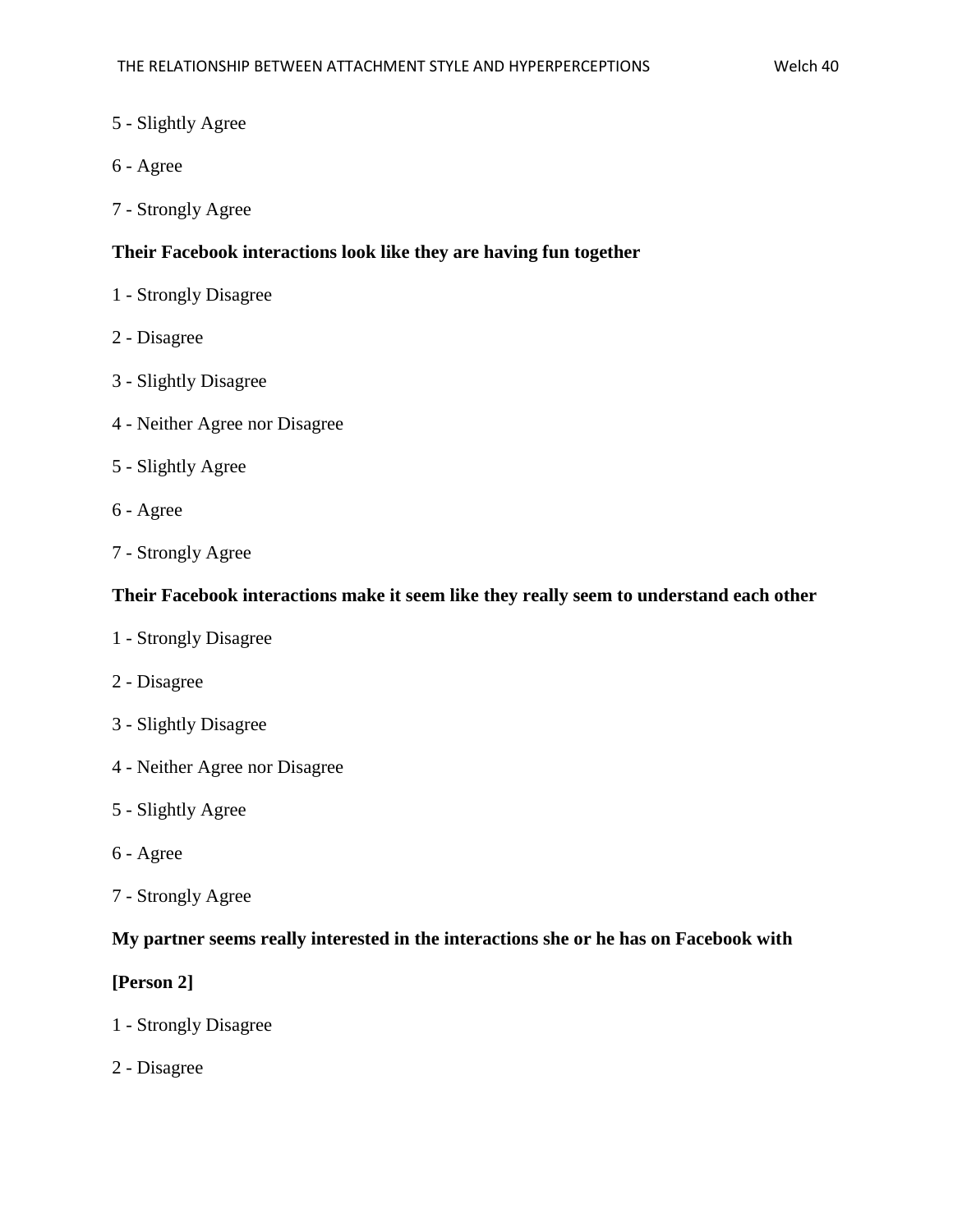5 - Slightly Agree

6 - Agree

7 - Strongly Agree

**Their Facebook interactions look like they are having fun together**

1 - Strongly Disagree

2 - Disagree

3 - Slightly Disagree

4 - Neither Agree nor Disagree

5 - Slightly Agree

6 - Agree

7 - Strongly Agree

**Their Facebook interactions make it seem like they really seem to understand each other**

1 - Strongly Disagree

2 - Disagree

3 - Slightly Disagree

4 - Neither Agree nor Disagree

5 - Slightly Agree

6 - Agree

7 - Strongly Agree

**My partner seems really interested in the interactions she or he has on Facebook with [Person 2]**

1 - Strongly Disagree

2 - Disagree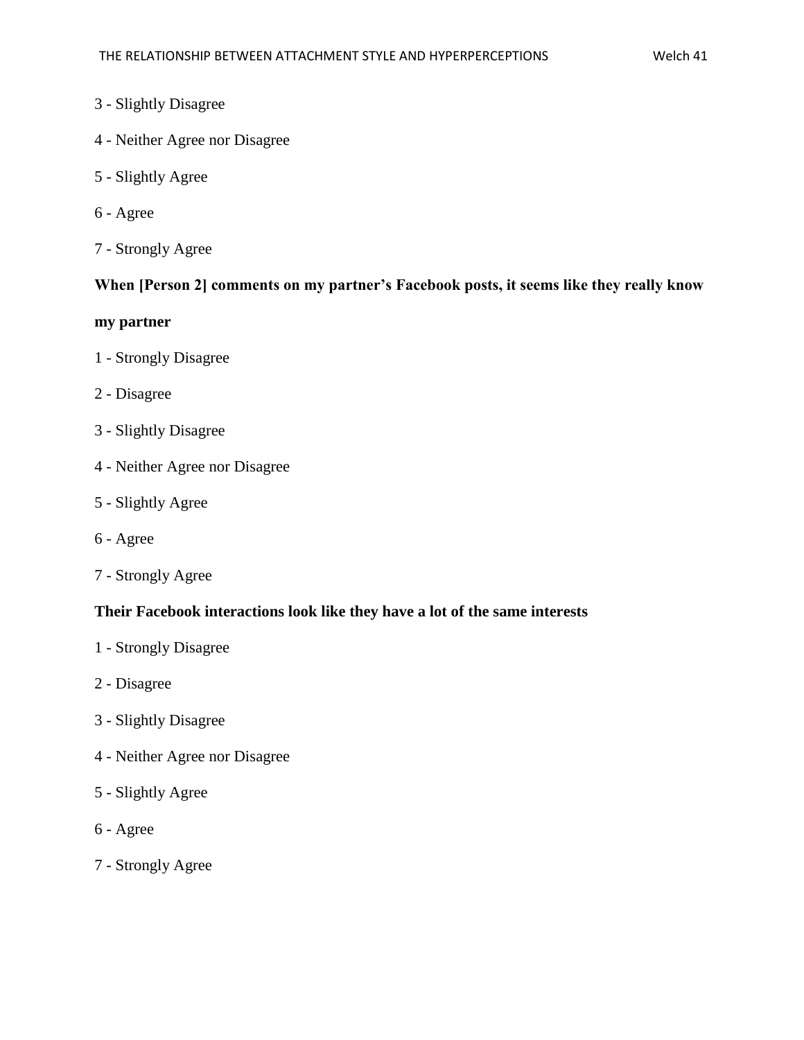3 - Slightly Disagree

4 - Neither Agree nor Disagree

5 - Slightly Agree

6 - Agree

7 - Strongly Agree

**When [Person 2] comments on my partner's Facebook posts, it seems like they really know my partner**

1 - Strongly Disagree

2 - Disagree

3 - Slightly Disagree

4 - Neither Agree nor Disagree

5 - Slightly Agree

6 - Agree

7 - Strongly Agree

**Their Facebook interactions look like they have a lot of the same interests**

1 - Strongly Disagree

2 - Disagree

3 - Slightly Disagree

4 - Neither Agree nor Disagree

5 - Slightly Agree

6 - Agree

7 - Strongly Agree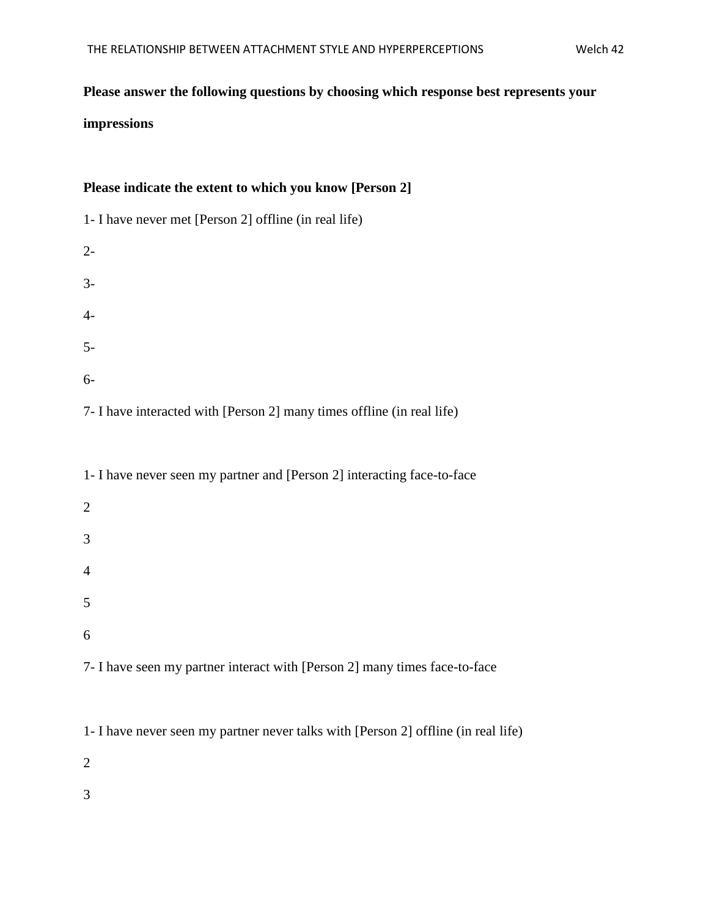**Please answer the following questions by choosing which response best represents your impressions**

**Please indicate the extent to which you know [Person 2]**

1- I have never met [Person 2] offline (in real life)

2-

3-

4-

5-

6-

7- I have interacted with [Person 2] many times offline (in real life)

1- I have never seen my partner and [Person 2] interacting face-to-face

2

3

4

5

6

7- I have seen my partner interact with [Person 2] many times face-to-face

1- I have never seen my partner never talks with [Person 2] offline (in real life)

2

3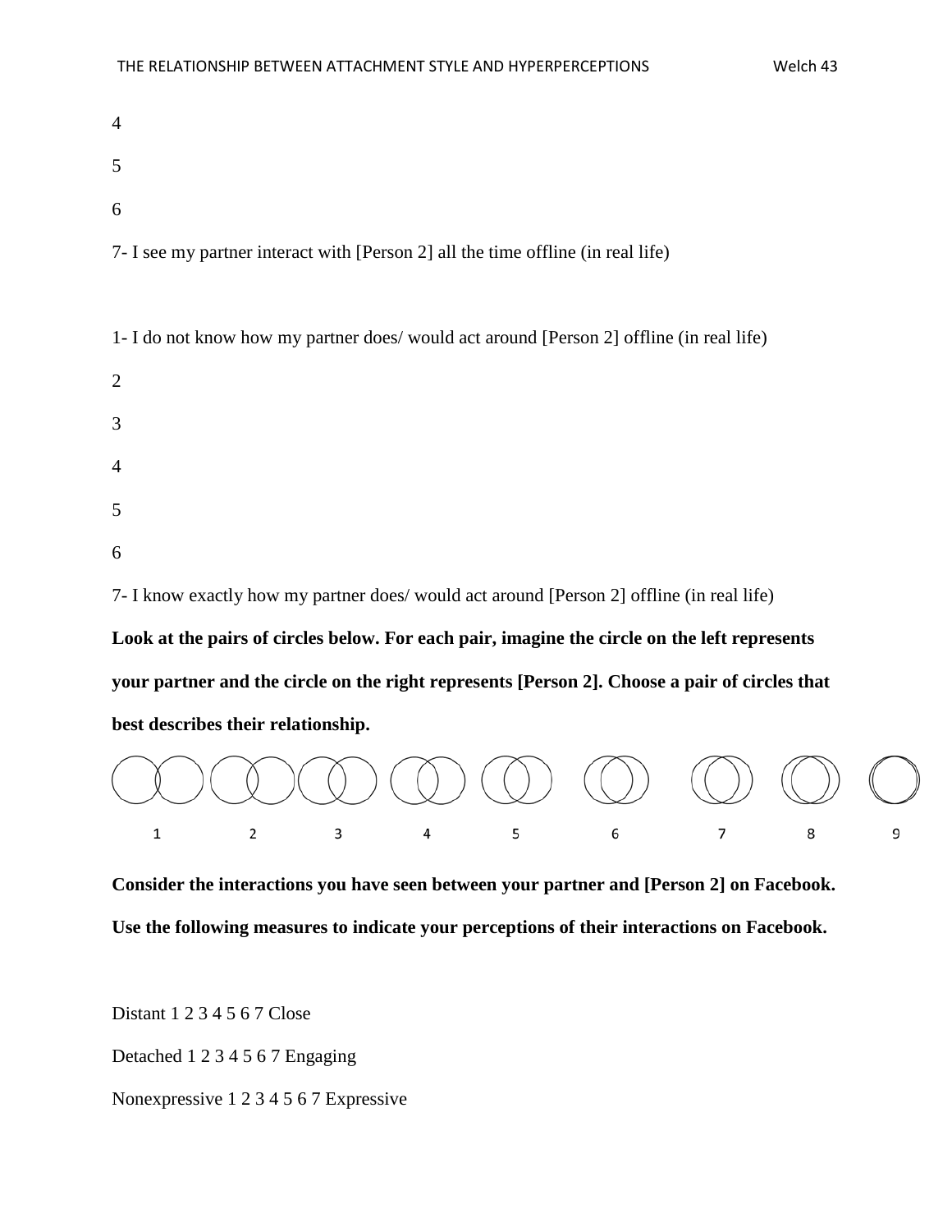4

5

6

7- I see my partner interact with [Person 2] all the time offline (in real life)

1- I do not know how my partner does/ would act around [Person 2] offline (in real life)

2

3

4

5

6

7- I know exactly how my partner does/ would act around [Person 2] offline (in real life)

**Look at the pairs of circles below. For each pair, imagine the circle on the left represents your partner and the circle on the right represents [Person 2]. Choose a pair of circles that best describes their relationship.**

1 2 3 4 5 6 7 8 9

**Consider the interactions you have seen between your partner and [Person 2] on Facebook. Use the following measures to indicate your perceptions of their interactions on Facebook.**

Distant 1 2 3 4 5 6 7 Close

Detached 1 2 3 4 5 6 7 Engaging

Nonexpressive 1 2 3 4 5 6 7 Expressive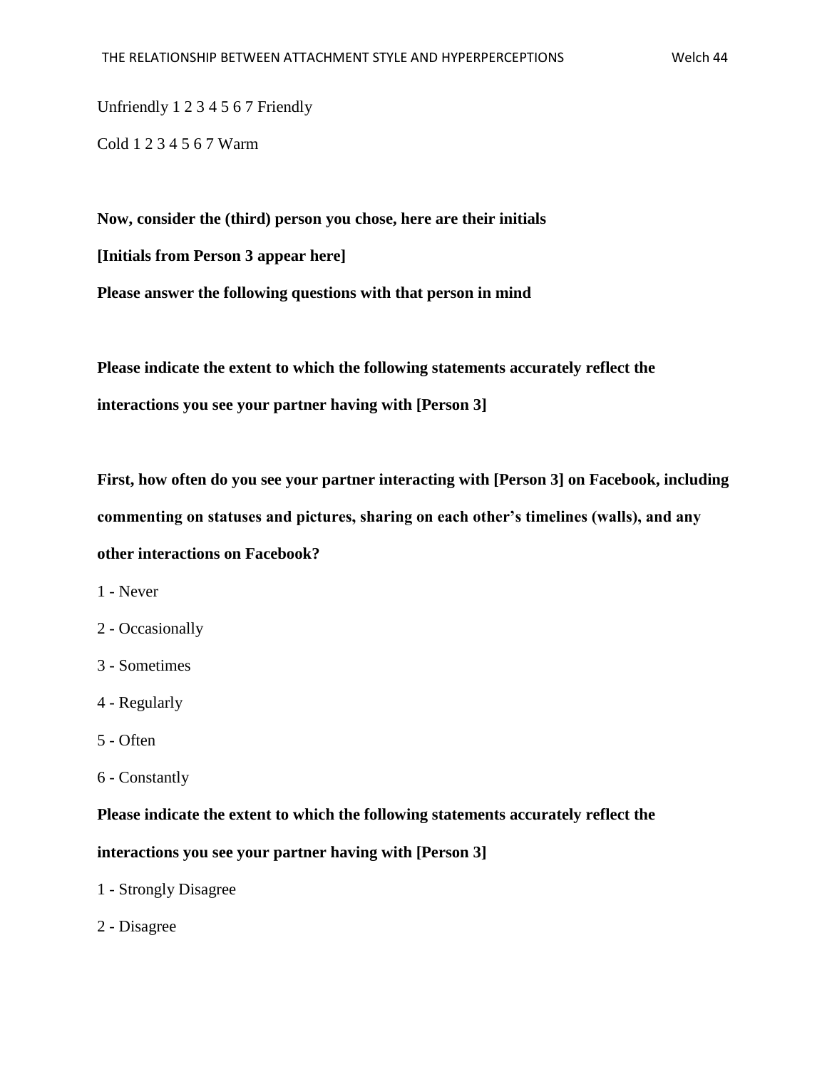Unfriendly 1 2 3 4 5 6 7 Friendly

Cold 1 2 3 4 5 6 7 Warm

**Now, consider the (third) person you chose, here are their initials**

**[Initials from Person 3 appear here]**

**Please answer the following questions with that person in mind**

**Please indicate the extent to which the following statements accurately reflect the interactions you see your partner having with [Person 3]**

**First, how often do you see your partner interacting with [Person 3] on Facebook, including commenting on statuses and pictures, sharing on each other's timelines (walls), and any other interactions on Facebook?**

1 - Never

2 - Occasionally

3 - Sometimes

4 - Regularly

5 - Often

6 - Constantly

**Please indicate the extent to which the following statements accurately reflect the interactions you see your partner having with [Person 3]**

1 - Strongly Disagree

2 - Disagree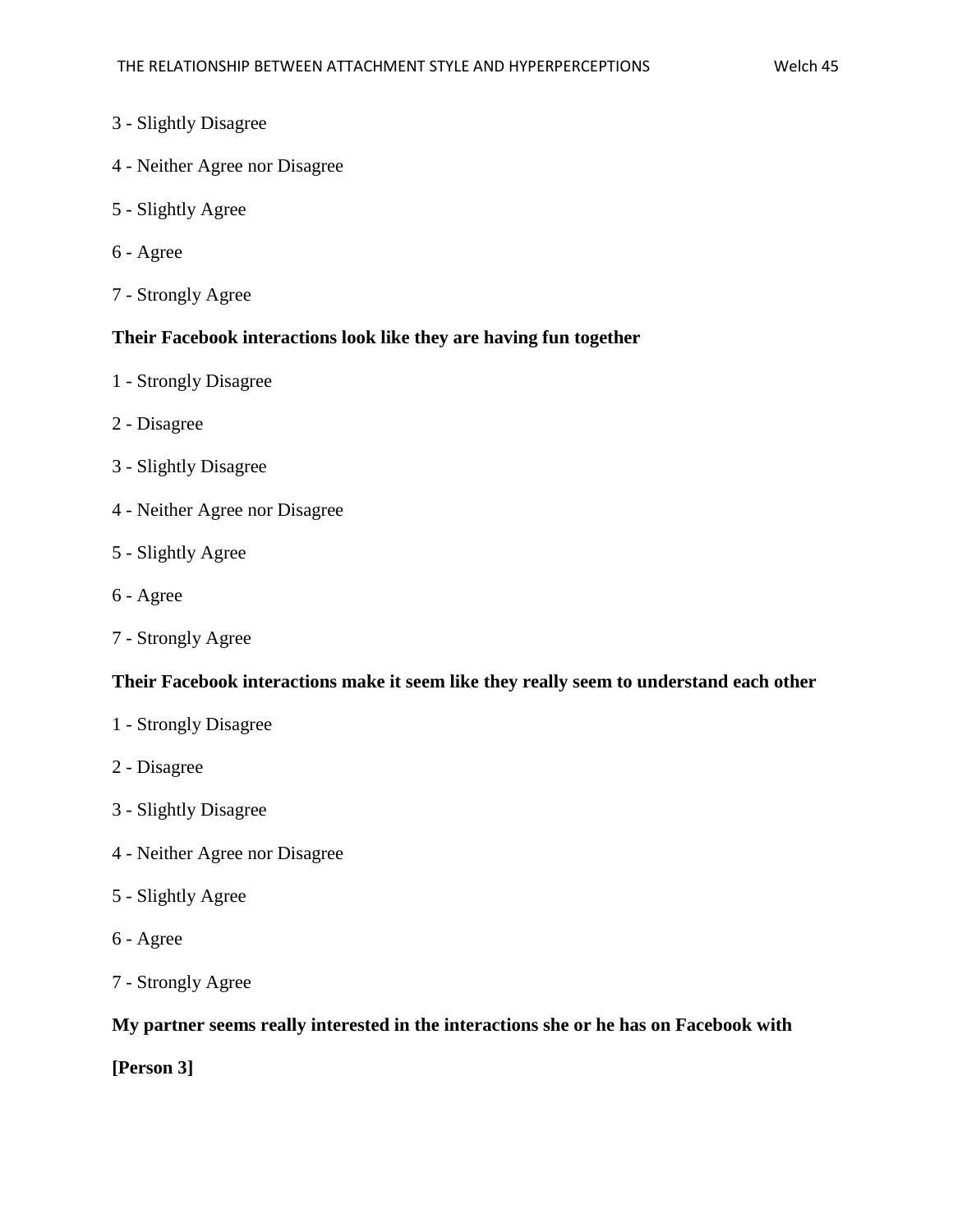3 - Slightly Disagree

4 - Neither Agree nor Disagree

5 - Slightly Agree

6 - Agree

7 - Strongly Agree

**Their Facebook interactions look like they are having fun together**

1 - Strongly Disagree

2 - Disagree

3 - Slightly Disagree

4 - Neither Agree nor Disagree

5 - Slightly Agree

6 - Agree

7 - Strongly Agree

**Their Facebook interactions make it seem like they really seem to understand each other**

1 - Strongly Disagree

2 - Disagree

3 - Slightly Disagree

4 - Neither Agree nor Disagree

5 - Slightly Agree

6 - Agree

7 - Strongly Agree

**My partner seems really interested in the interactions she or he has on Facebook with [Person 3]**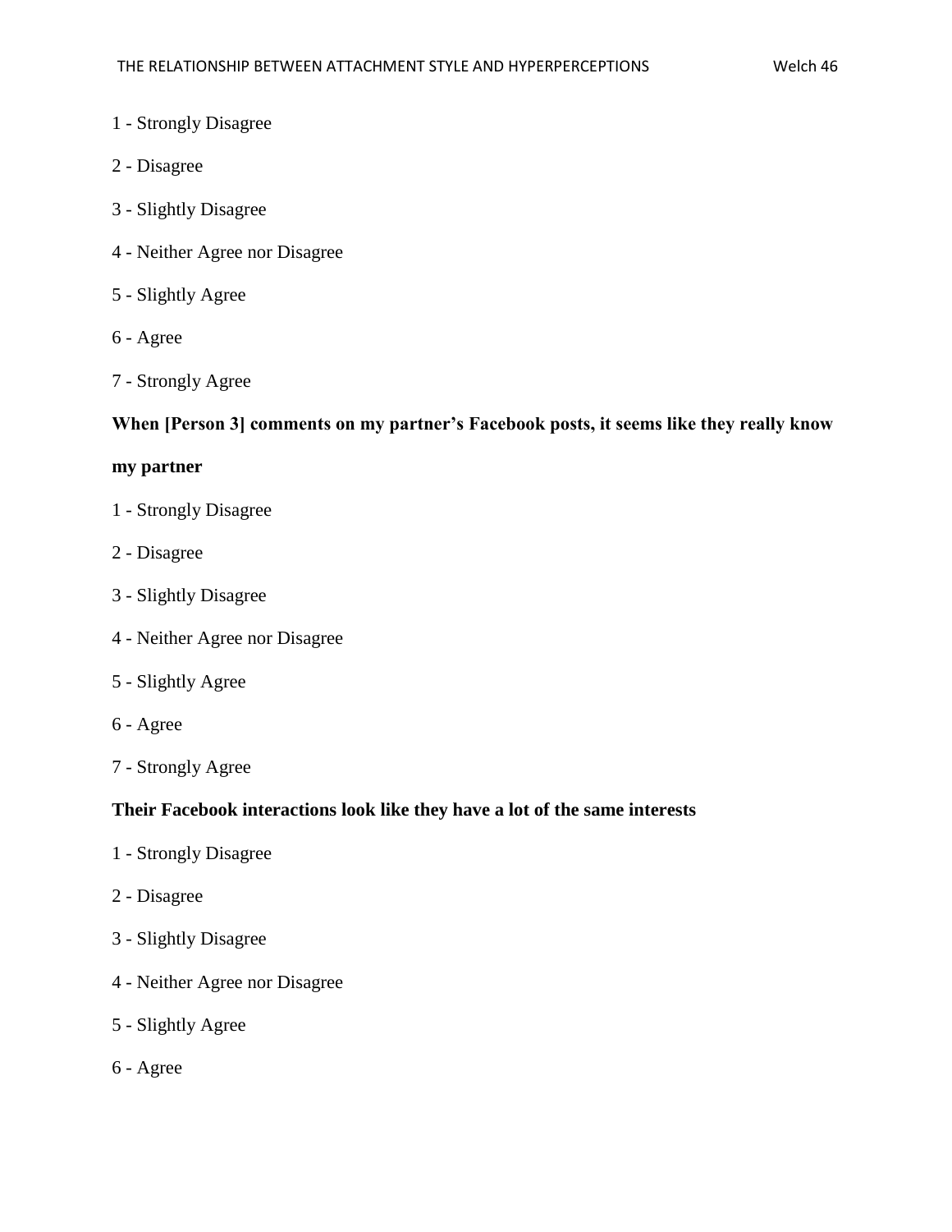1 - Strongly Disagree

2 - Disagree

3 - Slightly Disagree

4 - Neither Agree nor Disagree

5 - Slightly Agree

6 - Agree

7 - Strongly Agree

**When [Person 3] comments on my partner's Facebook posts, it seems like they really know my partner**

1 - Strongly Disagree

2 - Disagree

3 - Slightly Disagree

4 - Neither Agree nor Disagree

5 - Slightly Agree

6 - Agree

7 - Strongly Agree

**Their Facebook interactions look like they have a lot of the same interests**

1 - Strongly Disagree

2 - Disagree

3 - Slightly Disagree

4 - Neither Agree nor Disagree

5 - Slightly Agree

6 - Agree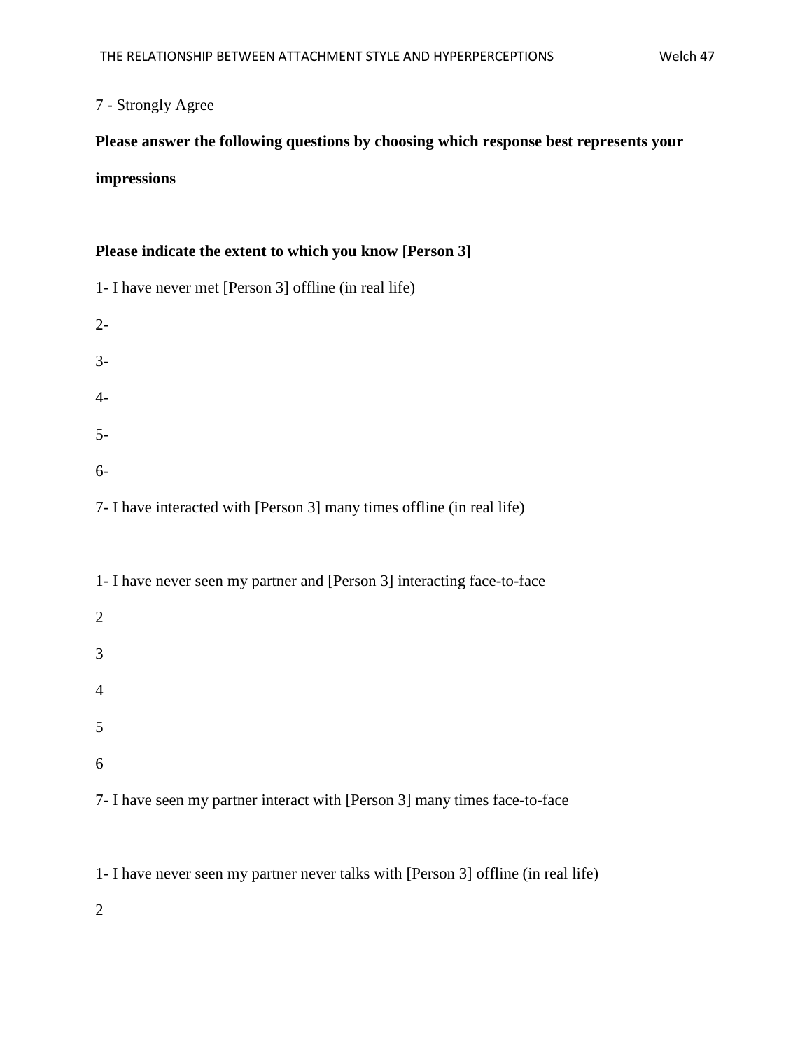7 - Strongly Agree

**Please answer the following questions by choosing which response best represents your impressions**

**Please indicate the extent to which you know [Person 3]**

1- I have never met [Person 3] offline (in real life)

2-

3-

4-

5-

6-

7- I have interacted with [Person 3] many times offline (in real life)

1- I have never seen my partner and [Person 3] interacting face-to-face

2

3

4

5

6

7- I have seen my partner interact with [Person 3] many times face-to-face

1- I have never seen my partner never talks with [Person 3] offline (in real life)

2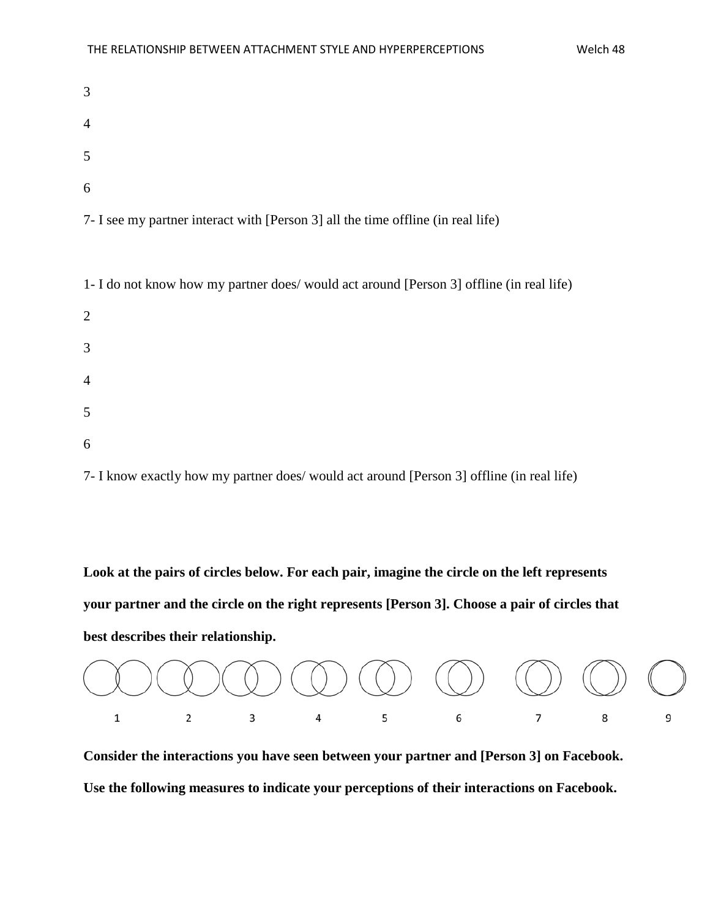3

4

5

6

7- I see my partner interact with [Person 3] all the time offline (in real life)

1- I do not know how my partner does/ would act around [Person 3] offline (in real life)

2

3

4

5

6

7- I know exactly how my partner does/ would act around [Person 3] offline (in real life)

**Look at the pairs of circles below. For each pair, imagine the circle on the left represents your partner and the circle on the right represents [Person 3]. Choose a pair of circles that best describes their relationship.**

1 2 3 4 5 6 7 8 9

**Consider the interactions you have seen between your partner and [Person 3] on Facebook. Use the following measures to indicate your perceptions of their interactions on Facebook.**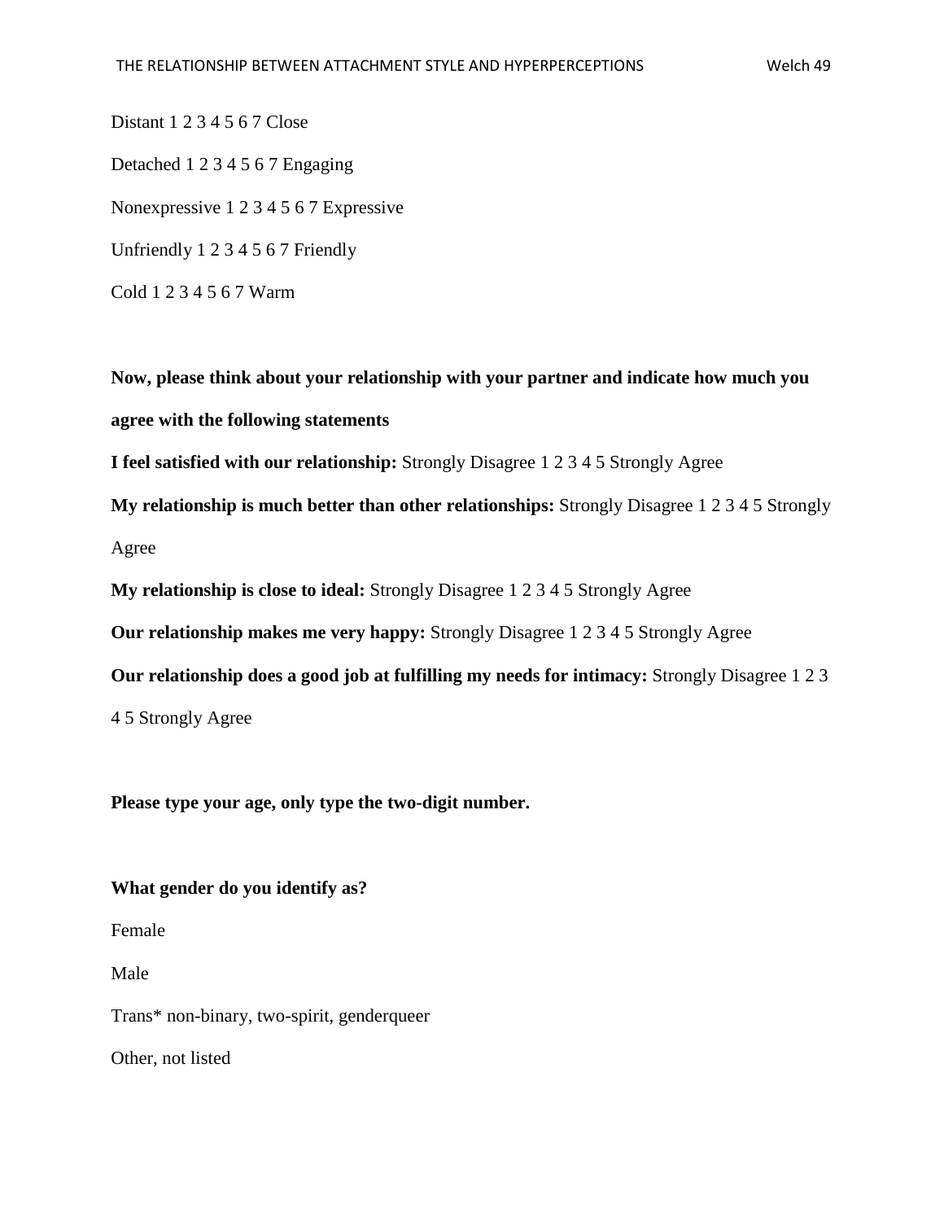Distant 1 2 3 4 5 6 7 Close

Detached 1 2 3 4 5 6 7 Engaging

Nonexpressive 1 2 3 4 5 6 7 Expressive

Unfriendly 1 2 3 4 5 6 7 Friendly

Cold 1 2 3 4 5 6 7 Warm

**Now, please think about your relationship with your partner and indicate how much you agree with the following statements**

**I feel satisfied with our relationship:** Strongly Disagree 1 2 3 4 5 Strongly Agree

**My relationship is much better than other relationships:** Strongly Disagree 1 2 3 4 5 Strongly Agree

**My relationship is close to ideal:** Strongly Disagree 1 2 3 4 5 Strongly Agree

**Our relationship makes me very happy:** Strongly Disagree 1 2 3 4 5 Strongly Agree

**Our relationship does a good job at fulfilling my needs for intimacy:** Strongly Disagree 1 2 3 4 5 Strongly Agree

**Please type your age, only type the two-digit number.**

**What gender do you identify as?**

Female

Male

Trans* non-binary, two-spirit, genderqueer

Other, not listed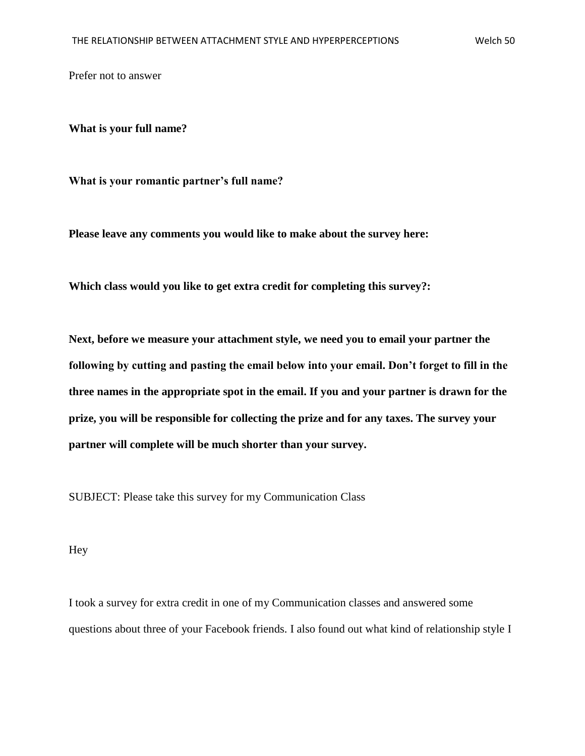Prefer not to answer

**What is your full name?**

**What is your romantic partner's full name?**

**Please leave any comments you would like to make about the survey here:**

**Which class would you like to get extra credit for completing this survey?:**

**Next, before we measure your attachment style, we need you to email your partner the following by cutting and pasting the email below into your email. Don't forget to fill in the three names in the appropriate spot in the email. If you and your partner is drawn for the prize, you will be responsible for collecting the prize and for any taxes. The survey your partner will complete will be much shorter than your survey.**

SUBJECT: Please take this survey for my Communication Class

Hey

I took a survey for extra credit in one of my Communication classes and answered some questions about three of your Facebook friends. I also found out what kind of relationship style I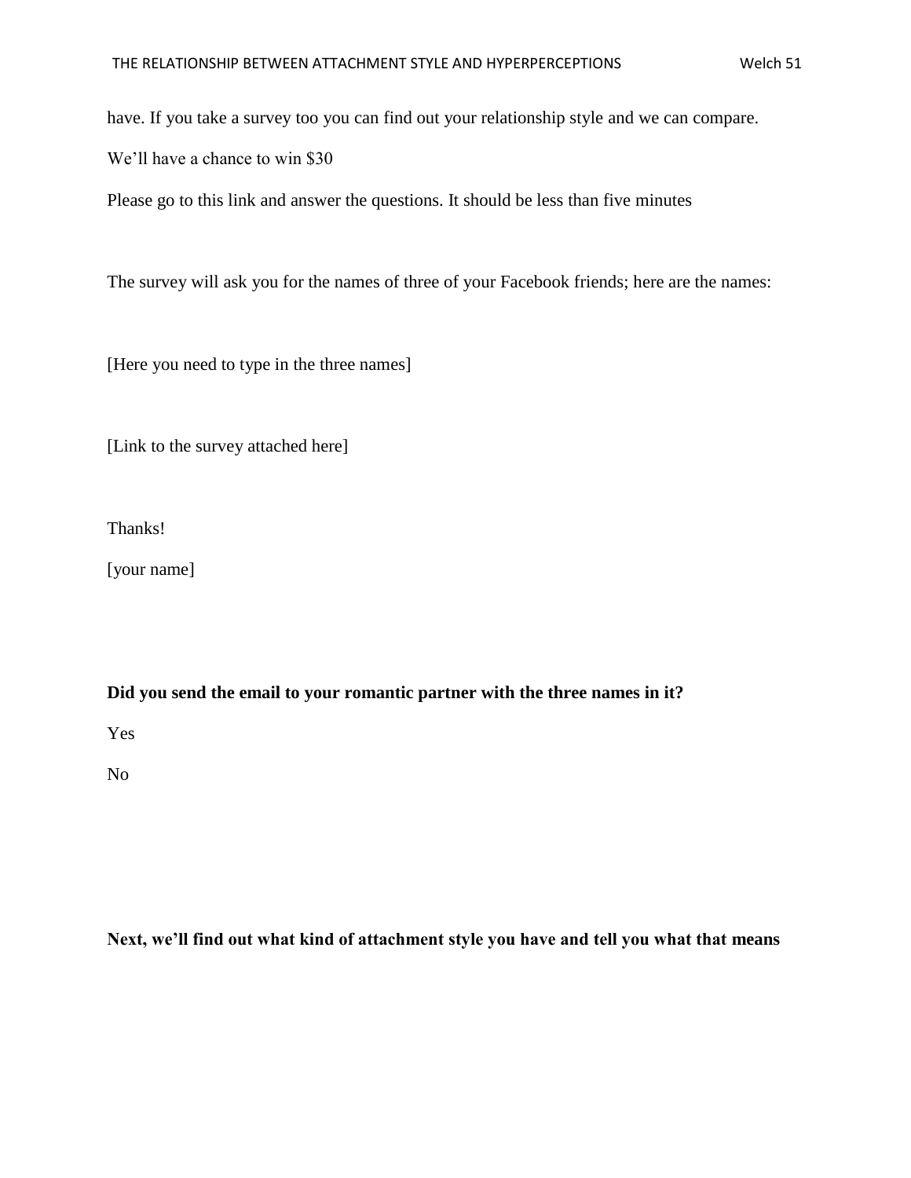have. If you take a survey too you can find out your relationship style and we can compare.

We'll have a chance to win $30

Please go to this link and answer the questions. It should be less than five minutes

The survey will ask you for the names of three of your Facebook friends; here are the names:

[Here you need to type in the three names]

[Link to the survey attached here]

Thanks!

[your name]

**Did you send the email to your romantic partner with the three names in it?**

Yes

No

**Next, we'll find out what kind of attachment style you have and tell you what that means**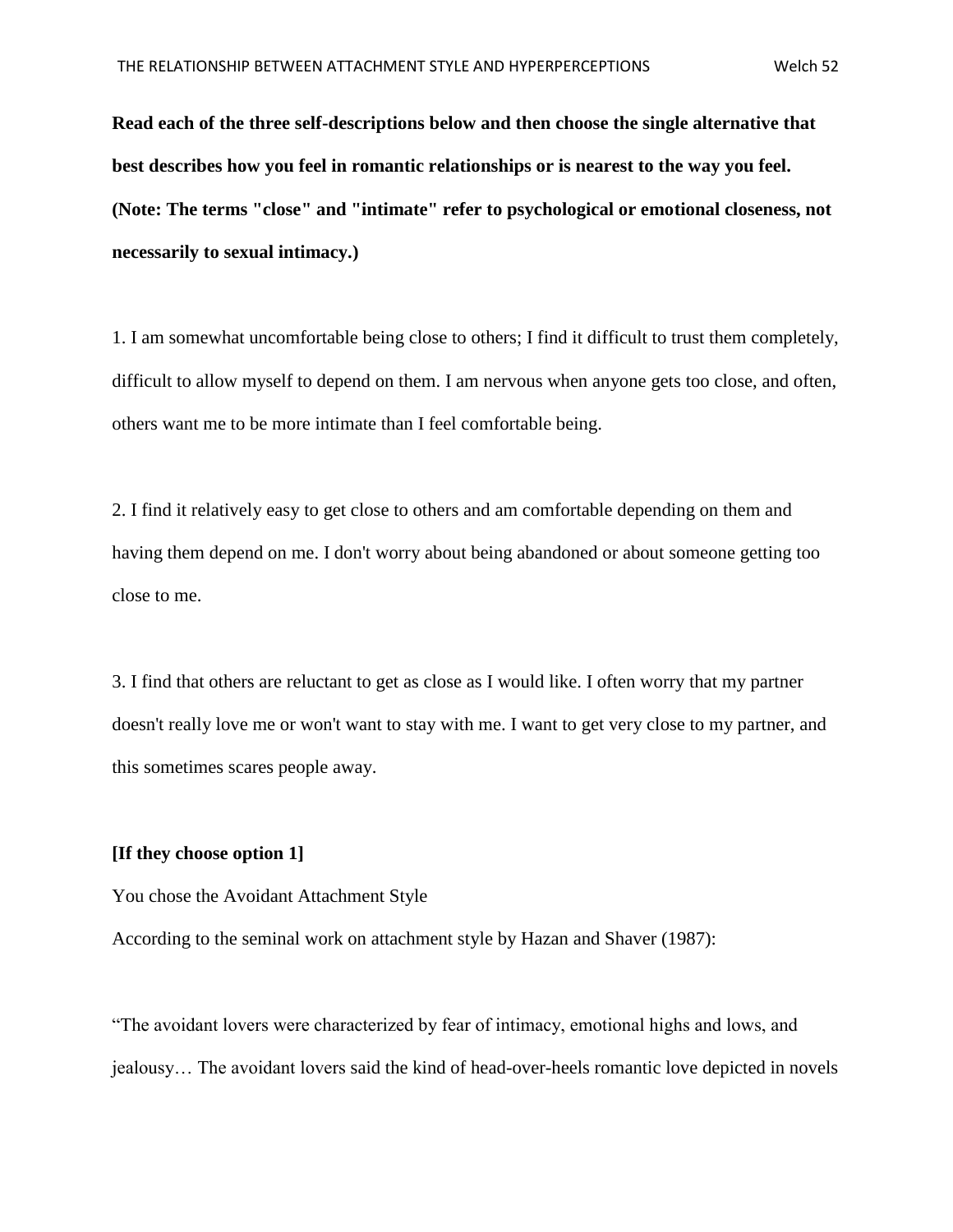**Read each of the three self-descriptions below and then choose the single alternative that best describes how you feel in romantic relationships or is nearest to the way you feel. (Note: The terms "close" and "intimate" refer to psychological or emotional closeness, not necessarily to sexual intimacy.)**

1. I am somewhat uncomfortable being close to others; I find it difficult to trust them completely, difficult to allow myself to depend on them. I am nervous when anyone gets too close, and often, others want me to be more intimate than I feel comfortable being.

2. I find it relatively easy to get close to others and am comfortable depending on them and having them depend on me. I don't worry about being abandoned or about someone getting too close to me.

3. I find that others are reluctant to get as close as I would like. I often worry that my partner doesn't really love me or won't want to stay with me. I want to get very close to my partner, and this sometimes scares people away.

**[If they choose option 1]**

You chose the Avoidant Attachment Style

According to the seminal work on attachment style by Hazan and Shaver (1987):

"The avoidant lovers were characterized by fear of intimacy, emotional highs and lows, and jealousy… The avoidant lovers said the kind of head-over-heels romantic love depicted in novels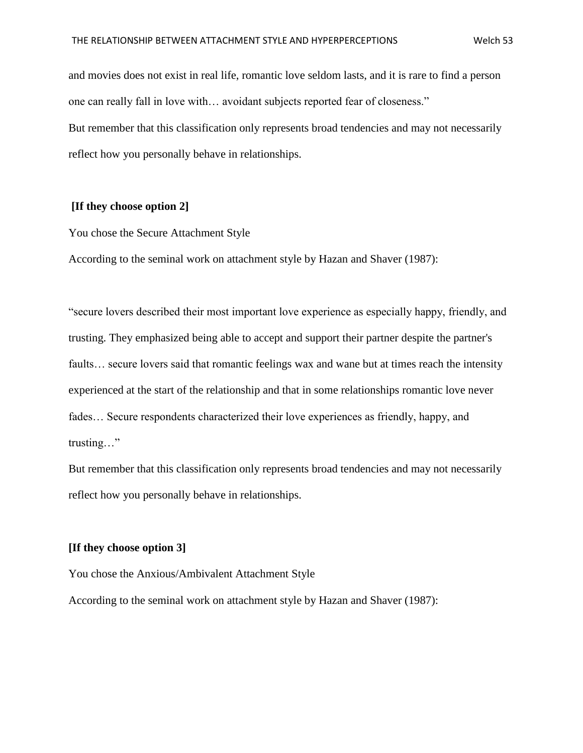and movies does not exist in real life, romantic love seldom lasts, and it is rare to find a person one can really fall in love with… avoidant subjects reported fear of closeness."

But remember that this classification only represents broad tendencies and may not necessarily reflect how you personally behave in relationships.

**[If they choose option 2]**

You chose the Secure Attachment Style

According to the seminal work on attachment style by Hazan and Shaver (1987):

"secure lovers described their most important love experience as especially happy, friendly, and trusting. They emphasized being able to accept and support their partner despite the partner's faults… secure lovers said that romantic feelings wax and wane but at times reach the intensity experienced at the start of the relationship and that in some relationships romantic love never fades… Secure respondents characterized their love experiences as friendly, happy, and trusting…"

But remember that this classification only represents broad tendencies and may not necessarily reflect how you personally behave in relationships.

**[If they choose option 3]**

You chose the Anxious/Ambivalent Attachment Style

According to the seminal work on attachment style by Hazan and Shaver (1987):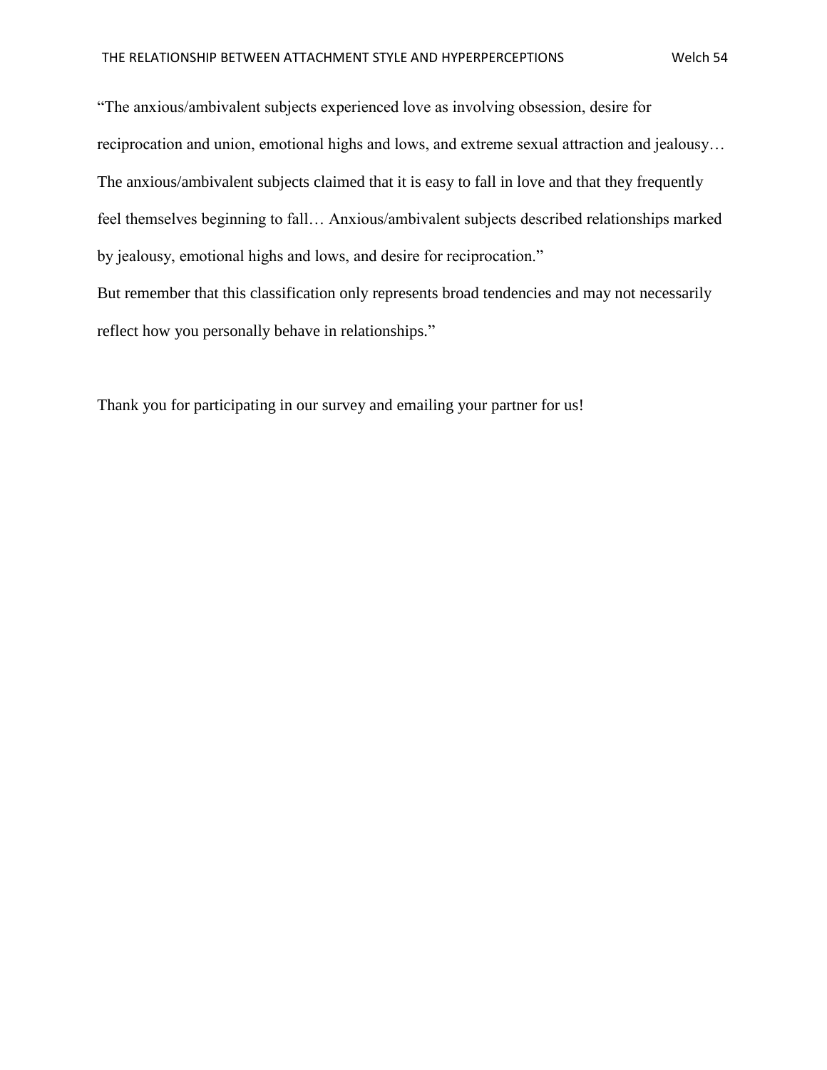“The anxious/ambivalent subjects experienced love as involving obsession, desire for reciprocation and union, emotional highs and lows, and extreme sexual attraction and jealousy… The anxious/ambivalent subjects claimed that it is easy to fall in love and that they frequently feel themselves beginning to fall… Anxious/ambivalent subjects described relationships marked by jealousy, emotional highs and lows, and desire for reciprocation.”

But remember that this classification only represents broad tendencies and may not necessarily reflect how you personally behave in relationships.”

Thank you for participating in our survey and emailing your partner for us!